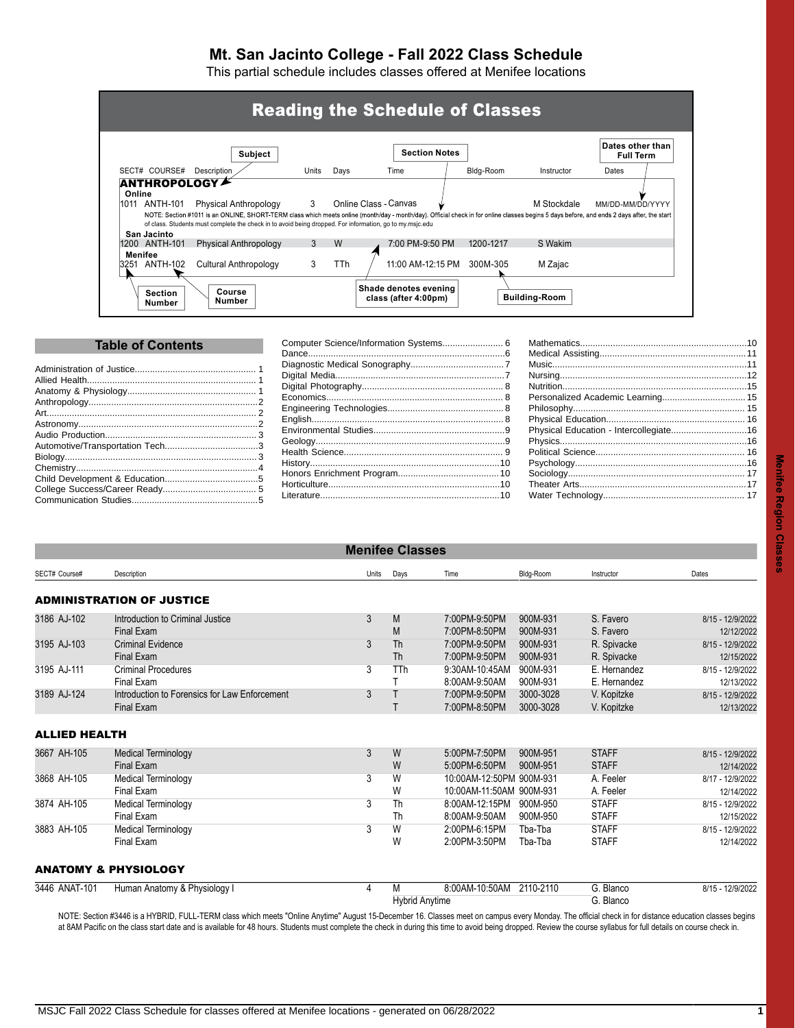# Mt. San Jacinto College - Fall 2022 Class Schedule

This partial schedule includes classes offered at Menifee locations

## Reading the Schedule of Classes

| SECT# | COURSE# | Description | Units | Days | Time | Bldg-Room | Instructor | Dates |
|---|---|---|---|---|---|---|---|---|
| **ANTHROPOLOGY** | | | | | | | | |
| **Online** | | | | | | | | |
| 1011 | ANTH-101 | Physical Anthropology | 3 | Online Class - Canvas | | | M Stockdale | MM/DD-MM/DD/YYYY |
| | | NOTE: Section #1011 is an ONLINE, SHORT-TERM class which meets online (month/day - month/day). Official check in for online classes begins 5 days before, and ends 2 days after, the start of class. Students must complete the check in to avoid being dropped. For information, go to my.msjc.edu | | | | | | |
| **San Jacinto** | | | | | | | | |
| 1200 | ANTH-101 | Physical Anthropology | 3 | W | 7:00 PM-9:50 PM | 1200-1217 | S Wakim | |
| **Menifee** | | | | | | | | |
| 3251 | ANTH-102 | Cultural Anthropology | 3 | TTh | 11:00 AM-12:15 PM | 300M-305 | M Zajac | |

Labels: Subject; Section Notes; Dates other than Full Term; Section Number; Course Number; Shade denotes evening class (after 4:00pm); Building-Room

## Table of Contents

- Administration of Justice........ 1
- Allied Health........ 1
- Anatomy & Physiology........ 1
- Anthropology........ 2
- Art........ 2
- Astronomy........ 2
- Audio Production........ 3
- Automotive/Transportation Tech........ 3
- Biology........ 3
- Chemistry........ 4
- Child Development & Education........ 5
- College Success/Career Ready........ 5
- Communication Studies........ 5
- Computer Science/Information Systems........ 6
- Dance........ 6
- Diagnostic Medical Sonography........ 7
- Digital Media........ 7
- Digital Photography........ 8
- Economics........ 8
- Engineering Technologies........ 8
- English........ 8
- Environmental Studies........ 9
- Geology........ 9
- Health Science........ 9
- History........ 10
- Honors Enrichment Program........ 10
- Horticulture........ 10
- Literature........ 10
- Mathematics........ 10
- Medical Assisting........ 11
- Music........ 11
- Nursing........ 12
- Nutrition........ 15
- Personalized Academic Learning........ 15
- Philosophy........ 15
- Physical Education........ 16
- Physical Education - Intercollegiate........ 16
- Physics........ 16
- Political Science........ 16
- Psychology........ 16
- Sociology........ 17
- Theater Arts........ 17
- Water Technology........ 17

## Menifee Classes

### ADMINISTRATION OF JUSTICE

| SECT# Course# | Description | Units | Days | Time | Bldg-Room | Instructor | Dates |
|---|---|---|---|---|---|---|---|
| 3186 AJ-102 | Introduction to Criminal Justice | 3 | M | 7:00PM-9:50PM | 900M-931 | S. Favero | 8/15 - 12/9/2022 |
| | Final Exam | | M | 7:00PM-8:50PM | 900M-931 | S. Favero | 12/12/2022 |
| 3195 AJ-103 | Criminal Evidence | 3 | Th | 7:00PM-9:50PM | 900M-931 | R. Spivacke | 8/15 - 12/9/2022 |
| | Final Exam | | Th | 7:00PM-9:50PM | 900M-931 | R. Spivacke | 12/15/2022 |
| 3195 AJ-111 | Criminal Procedures | 3 | TTh | 9:30AM-10:45AM | 900M-931 | E. Hernandez | 8/15 - 12/9/2022 |
| | Final Exam | | T | 8:00AM-9:50AM | 900M-931 | E. Hernandez | 12/13/2022 |
| 3189 AJ-124 | Introduction to Forensics for Law Enforcement | 3 | T | 7:00PM-9:50PM | 3000-3028 | V. Kopitzke | 8/15 - 12/9/2022 |
| | Final Exam | | T | 7:00PM-8:50PM | 3000-3028 | V. Kopitzke | 12/13/2022 |

### ALLIED HEALTH

| SECT# Course# | Description | Units | Days | Time | Bldg-Room | Instructor | Dates |
|---|---|---|---|---|---|---|---|
| 3667 AH-105 | Medical Terminology | 3 | W | 5:00PM-7:50PM | 900M-951 | STAFF | 8/15 - 12/9/2022 |
| | Final Exam | | W | 5:00PM-6:50PM | 900M-951 | STAFF | 12/14/2022 |
| 3868 AH-105 | Medical Terminology | 3 | W | 10:00AM-12:50PM | 900M-931 | A. Feeler | 8/17 - 12/9/2022 |
| | Final Exam | | W | 10:00AM-11:50AM | 900M-931 | A. Feeler | 12/14/2022 |
| 3874 AH-105 | Medical Terminology | 3 | Th | 8:00AM-12:15PM | 900M-950 | STAFF | 8/15 - 12/9/2022 |
| | Final Exam | | Th | 8:00AM-9:50AM | 900M-950 | STAFF | 12/15/2022 |
| 3883 AH-105 | Medical Terminology | 3 | W | 2:00PM-6:15PM | Tba-Tba | STAFF | 8/15 - 12/9/2022 |
| | Final Exam | | W | 2:00PM-3:50PM | Tba-Tba | STAFF | 12/14/2022 |

### ANATOMY & PHYSIOLOGY

| SECT# Course# | Description | Units | Days | Time | Bldg-Room | Instructor | Dates |
|---|---|---|---|---|---|---|---|
| 3446 ANAT-101 | Human Anatomy & Physiology I | 4 | M | 8:00AM-10:50AM | 2110-2110 | G. Blanco | 8/15 - 12/9/2022 |
| | | | Hybrid Anytime | | | G. Blanco | |

NOTE: Section #3446 is a HYBRID, FULL-TERM class which meets "Online Anytime" August 15-December 16. Classes meet on campus every Monday. The official check in for distance education classes begins at 8AM Pacific on the class start date and is available for 48 hours. Students must complete the check in during this time to avoid being dropped. Review the course syllabus for full details on course check in.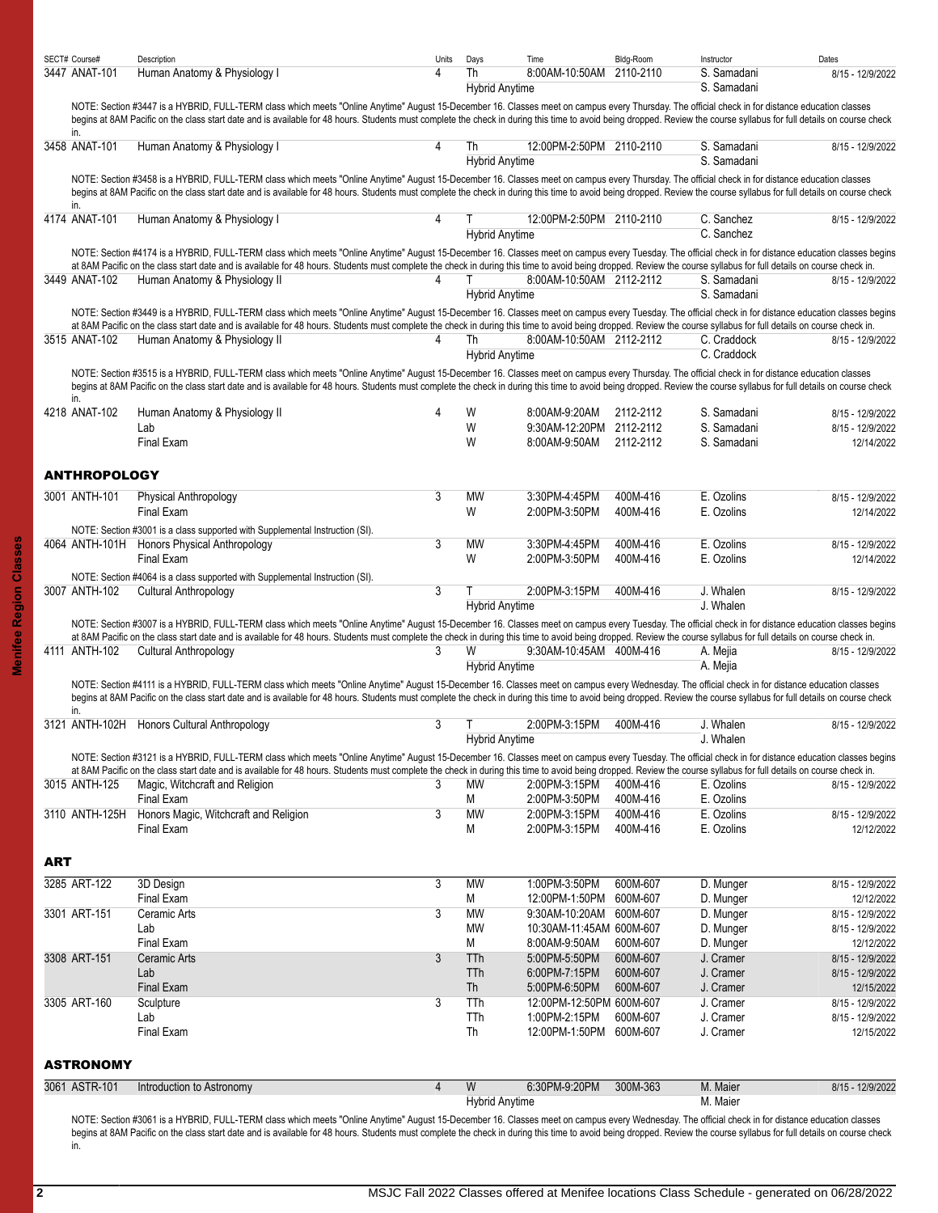| SECT# | Course# | Description | Units | Days | Time | Bldg-Room | Instructor | Dates |
|---|---|---|---|---|---|---|---|---|
| 3447 | ANAT-101 | Human Anatomy & Physiology I | 4 | Th | 8:00AM-10:50AM | 2110-2110 | S. Samadani | 8/15 - 12/9/2022 |
| | | | | Hybrid Anytime | | | S. Samadani | |

NOTE: Section #3447 is a HYBRID, FULL-TERM class which meets "Online Anytime" August 15-December 16. Classes meet on campus every Thursday. The official check in for distance education classes begins at 8AM Pacific on the class start date and is available for 48 hours. Students must complete the check in during this time to avoid being dropped. Review the course syllabus for full details on course check in.

| SECT# | Course# | Description | Units | Days | Time | Bldg-Room | Instructor | Dates |
|---|---|---|---|---|---|---|---|---|
| 3458 | ANAT-101 | Human Anatomy & Physiology I | 4 | Th | 12:00PM-2:50PM | 2110-2110 | S. Samadani | 8/15 - 12/9/2022 |
| | | | | Hybrid Anytime | | | S. Samadani | |

NOTE: Section #3458 is a HYBRID, FULL-TERM class which meets "Online Anytime" August 15-December 16. Classes meet on campus every Thursday. The official check in for distance education classes begins at 8AM Pacific on the class start date and is available for 48 hours. Students must complete the check in during this time to avoid being dropped. Review the course syllabus for full details on course check in.

| SECT# | Course# | Description | Units | Days | Time | Bldg-Room | Instructor | Dates |
|---|---|---|---|---|---|---|---|---|
| 4174 | ANAT-101 | Human Anatomy & Physiology I | 4 | T | 12:00PM-2:50PM | 2110-2110 | C. Sanchez | 8/15 - 12/9/2022 |
| | | | | Hybrid Anytime | | | C. Sanchez | |

NOTE: Section #4174 is a HYBRID, FULL-TERM class which meets "Online Anytime" August 15-December 16. Classes meet on campus every Tuesday. The official check in for distance education classes begins at 8AM Pacific on the class start date and is available for 48 hours. Students must complete the check in during this time to avoid being dropped. Review the course syllabus for full details on course check in.

| SECT# | Course# | Description | Units | Days | Time | Bldg-Room | Instructor | Dates |
|---|---|---|---|---|---|---|---|---|
| 3449 | ANAT-102 | Human Anatomy & Physiology II | 4 | T | 8:00AM-10:50AM | 2112-2112 | S. Samadani | 8/15 - 12/9/2022 |
| | | | | Hybrid Anytime | | | S. Samadani | |

NOTE: Section #3449 is a HYBRID, FULL-TERM class which meets "Online Anytime" August 15-December 16. Classes meet on campus every Tuesday. The official check in for distance education classes begins at 8AM Pacific on the class start date and is available for 48 hours. Students must complete the check in during this time to avoid being dropped. Review the course syllabus for full details on course check in.

| SECT# | Course# | Description | Units | Days | Time | Bldg-Room | Instructor | Dates |
|---|---|---|---|---|---|---|---|---|
| 3515 | ANAT-102 | Human Anatomy & Physiology II | 4 | Th | 8:00AM-10:50AM | 2112-2112 | C. Craddock | 8/15 - 12/9/2022 |
| | | | | Hybrid Anytime | | | C. Craddock | |

NOTE: Section #3515 is a HYBRID, FULL-TERM class which meets "Online Anytime" August 15-December 16. Classes meet on campus every Thursday. The official check in for distance education classes begins at 8AM Pacific on the class start date and is available for 48 hours. Students must complete the check in during this time to avoid being dropped. Review the course syllabus for full details on course check in.

| SECT# | Course# | Description | Units | Days | Time | Bldg-Room | Instructor | Dates |
|---|---|---|---|---|---|---|---|---|
| 4218 | ANAT-102 | Human Anatomy & Physiology II | 4 | W | 8:00AM-9:20AM | 2112-2112 | S. Samadani | 8/15 - 12/9/2022 |
| | | Lab | | W | 9:30AM-12:20PM | 2112-2112 | S. Samadani | 8/15 - 12/9/2022 |
| | | Final Exam | | W | 8:00AM-9:50AM | 2112-2112 | S. Samadani | 12/14/2022 |

## ANTHROPOLOGY

| SECT# | Course# | Description | Units | Days | Time | Bldg-Room | Instructor | Dates |
|---|---|---|---|---|---|---|---|---|
| 3001 | ANTH-101 | Physical Anthropology | 3 | MW | 3:30PM-4:45PM | 400M-416 | E. Ozolins | 8/15 - 12/9/2022 |
| | | Final Exam | | W | 2:00PM-3:50PM | 400M-416 | E. Ozolins | 12/14/2022 |

NOTE: Section #3001 is a class supported with Supplemental Instruction (SI).

| SECT# | Course# | Description | Units | Days | Time | Bldg-Room | Instructor | Dates |
|---|---|---|---|---|---|---|---|---|
| 4064 | ANTH-101H | Honors Physical Anthropology | 3 | MW | 3:30PM-4:45PM | 400M-416 | E. Ozolins | 8/15 - 12/9/2022 |
| | | Final Exam | | W | 2:00PM-3:50PM | 400M-416 | E. Ozolins | 12/14/2022 |

NOTE: Section #4064 is a class supported with Supplemental Instruction (SI).

| SECT# | Course# | Description | Units | Days | Time | Bldg-Room | Instructor | Dates |
|---|---|---|---|---|---|---|---|---|
| 3007 | ANTH-102 | Cultural Anthropology | 3 | T | 2:00PM-3:15PM | 400M-416 | J. Whalen | 8/15 - 12/9/2022 |
| | | | | Hybrid Anytime | | | J. Whalen | |

NOTE: Section #3007 is a HYBRID, FULL-TERM class which meets "Online Anytime" August 15-December 16. Classes meet on campus every Tuesday. The official check in for distance education classes begins at 8AM Pacific on the class start date and is available for 48 hours. Students must complete the check in during this time to avoid being dropped. Review the course syllabus for full details on course check in.

| SECT# | Course# | Description | Units | Days | Time | Bldg-Room | Instructor | Dates |
|---|---|---|---|---|---|---|---|---|
| 4111 | ANTH-102 | Cultural Anthropology | 3 | W | 9:30AM-10:45AM | 400M-416 | A. Mejia | 8/15 - 12/9/2022 |
| | | | | Hybrid Anytime | | | A. Mejia | |

NOTE: Section #4111 is a HYBRID, FULL-TERM class which meets "Online Anytime" August 15-December 16. Classes meet on campus every Wednesday. The official check in for distance education classes begins at 8AM Pacific on the class start date and is available for 48 hours. Students must complete the check in during this time to avoid being dropped. Review the course syllabus for full details on course check in.

| SECT# | Course# | Description | Units | Days | Time | Bldg-Room | Instructor | Dates |
|---|---|---|---|---|---|---|---|---|
| 3121 | ANTH-102H | Honors Cultural Anthropology | 3 | T | 2:00PM-3:15PM | 400M-416 | J. Whalen | 8/15 - 12/9/2022 |
| | | | | Hybrid Anytime | | | J. Whalen | |

NOTE: Section #3121 is a HYBRID, FULL-TERM class which meets "Online Anytime" August 15-December 16. Classes meet on campus every Tuesday. The official check in for distance education classes begins at 8AM Pacific on the class start date and is available for 48 hours. Students must complete the check in during this time to avoid being dropped. Review the course syllabus for full details on course check in.

| SECT# | Course# | Description | Units | Days | Time | Bldg-Room | Instructor | Dates |
|---|---|---|---|---|---|---|---|---|
| 3015 | ANTH-125 | Magic, Witchcraft and Religion | 3 | MW | 2:00PM-3:15PM | 400M-416 | E. Ozolins | 8/15 - 12/9/2022 |
| | | Final Exam | | M | 2:00PM-3:50PM | 400M-416 | E. Ozolins | |
| 3110 | ANTH-125H | Honors Magic, Witchcraft and Religion | 3 | MW | 2:00PM-3:15PM | 400M-416 | E. Ozolins | 8/15 - 12/9/2022 |
| | | Final Exam | | M | 2:00PM-3:15PM | 400M-416 | E. Ozolins | 12/12/2022 |

## ART

| SECT# | Course# | Description | Units | Days | Time | Bldg-Room | Instructor | Dates |
|---|---|---|---|---|---|---|---|---|
| 3285 | ART-122 | 3D Design | 3 | MW | 1:00PM-3:50PM | 600M-607 | D. Munger | 8/15 - 12/9/2022 |
| | | Final Exam | | M | 12:00PM-1:50PM | 600M-607 | D. Munger | 12/12/2022 |
| 3301 | ART-151 | Ceramic Arts | 3 | MW | 9:30AM-10:20AM | 600M-607 | D. Munger | 8/15 - 12/9/2022 |
| | | Lab | | MW | 10:30AM-11:45AM | 600M-607 | D. Munger | 8/15 - 12/9/2022 |
| | | Final Exam | | M | 8:00AM-9:50AM | 600M-607 | D. Munger | 12/12/2022 |
| 3308 | ART-151 | Ceramic Arts | 3 | TTh | 5:00PM-5:50PM | 600M-607 | J. Cramer | 8/15 - 12/9/2022 |
| | | Lab | | TTh | 6:00PM-7:15PM | 600M-607 | J. Cramer | 8/15 - 12/9/2022 |
| | | Final Exam | | Th | 5:00PM-6:50PM | 600M-607 | J. Cramer | 12/15/2022 |
| 3305 | ART-160 | Sculpture | 3 | TTh | 12:00PM-12:50PM | 600M-607 | J. Cramer | 8/15 - 12/9/2022 |
| | | Lab | | TTh | 1:00PM-2:15PM | 600M-607 | J. Cramer | 8/15 - 12/9/2022 |
| | | Final Exam | | Th | 12:00PM-1:50PM | 600M-607 | J. Cramer | 12/15/2022 |

## ASTRONOMY

| SECT# | Course# | Description | Units | Days | Time | Bldg-Room | Instructor | Dates |
|---|---|---|---|---|---|---|---|---|
| 3061 | ASTR-101 | Introduction to Astronomy | 4 | W | 6:30PM-9:20PM | 300M-363 | M. Maier | 8/15 - 12/9/2022 |
| | | | | Hybrid Anytime | | | M. Maier | |

NOTE: Section #3061 is a HYBRID, FULL-TERM class which meets "Online Anytime" August 15-December 16. Classes meet on campus every Wednesday. The official check in for distance education classes begins at 8AM Pacific on the class start date and is available for 48 hours. Students must complete the check in during this time to avoid being dropped. Review the course syllabus for full details on course check in.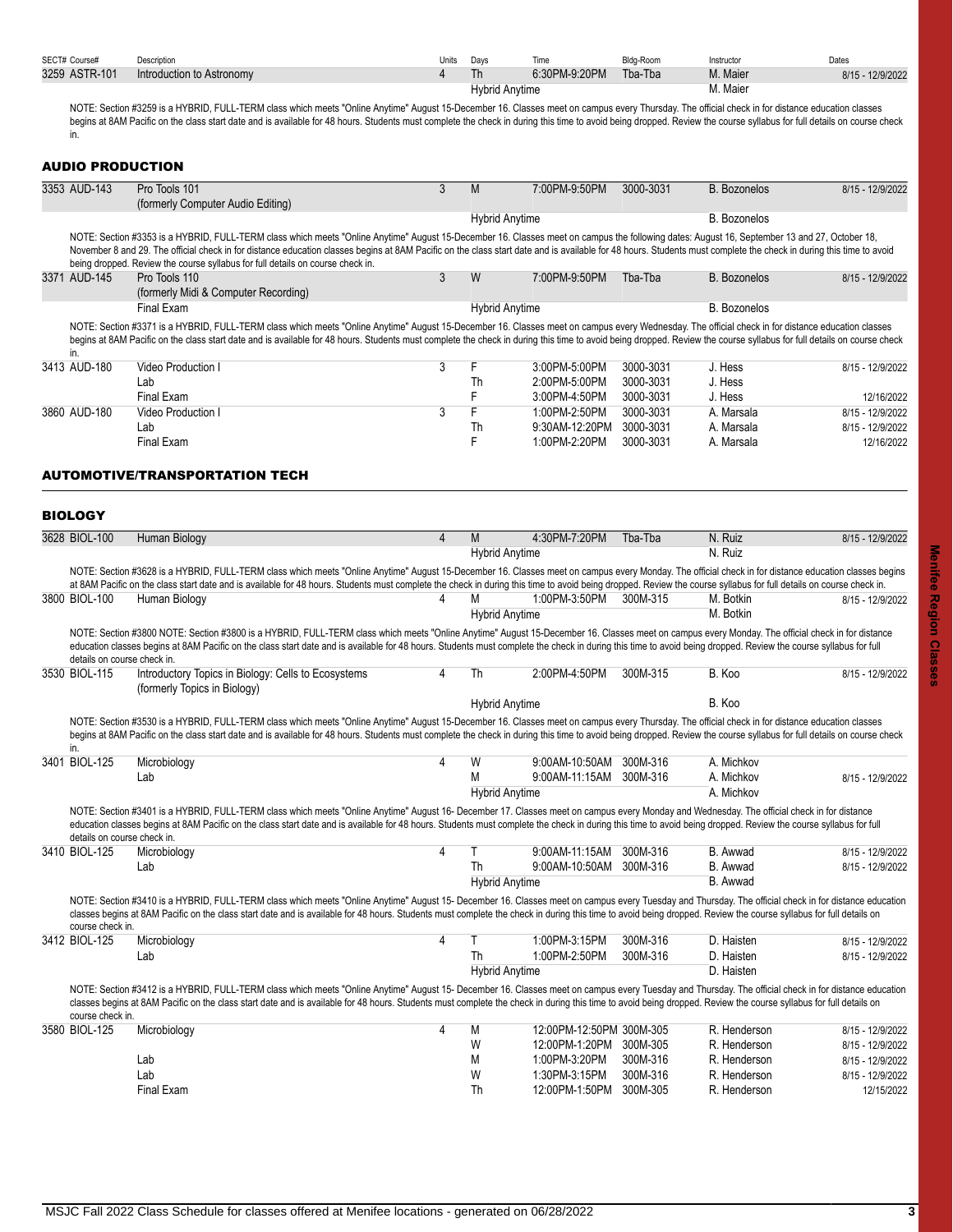| SECT# | Course# | Description | Units | Days | Time | Bldg-Room | Instructor | Dates |
|---|---|---|---|---|---|---|---|---|
| 3259 | ASTR-101 | Introduction to Astronomy | 4 | Th | 6:30PM-9:20PM | Tba-Tba | M. Maier | 8/15 - 12/9/2022 |
| | | | | Hybrid Anytime | | | M. Maier | |

NOTE: Section #3259 is a HYBRID, FULL-TERM class which meets "Online Anytime" August 15-December 16. Classes meet on campus every Thursday. The official check in for distance education classes begins at 8AM Pacific on the class start date and is available for 48 hours. Students must complete the check in during this time to avoid being dropped. Review the course syllabus for full details on course check in.

## AUDIO PRODUCTION

| SECT# | Course# | Description | Units | Days | Time | Bldg-Room | Instructor | Dates |
|---|---|---|---|---|---|---|---|---|
| 3353 | AUD-143 | Pro Tools 101 (formerly Computer Audio Editing) | 3 | M | 7:00PM-9:50PM | 3000-3031 | B. Bozonelos | 8/15 - 12/9/2022 |
| | | | | Hybrid Anytime | | | B. Bozonelos | |

NOTE: Section #3353 is a HYBRID, FULL-TERM class which meets "Online Anytime" August 15-December 16. Classes meet on campus the following dates: August 16, September 13 and 27, October 18, November 8 and 29. The official check in for distance education classes begins at 8AM Pacific on the class start date and is available for 48 hours. Students must complete the check in during this time to avoid being dropped. Review the course syllabus for full details on course check in.

| SECT# | Course# | Description | Units | Days | Time | Bldg-Room | Instructor | Dates |
|---|---|---|---|---|---|---|---|---|
| 3371 | AUD-145 | Pro Tools 110 (formerly Midi & Computer Recording) | 3 | W | 7:00PM-9:50PM | Tba-Tba | B. Bozonelos | 8/15 - 12/9/2022 |
| | | Final Exam | | Hybrid Anytime | | | B. Bozonelos | |

NOTE: Section #3371 is a HYBRID, FULL-TERM class which meets "Online Anytime" August 15-December 16. Classes meet on campus every Wednesday. The official check in for distance education classes begins at 8AM Pacific on the class start date and is available for 48 hours. Students must complete the check in during this time to avoid being dropped. Review the course syllabus for full details on course check in.

| SECT# | Course# | Description | Units | Days | Time | Bldg-Room | Instructor | Dates |
|---|---|---|---|---|---|---|---|---|
| 3413 | AUD-180 | Video Production I | 3 | F | 3:00PM-5:00PM | 3000-3031 | J. Hess | 8/15 - 12/9/2022 |
| | | Lab | | Th | 2:00PM-5:00PM | 3000-3031 | J. Hess | |
| | | Final Exam | | F | 3:00PM-4:50PM | 3000-3031 | J. Hess | 12/16/2022 |
| 3860 | AUD-180 | Video Production I | 3 | F | 1:00PM-2:50PM | 3000-3031 | A. Marsala | 8/15 - 12/9/2022 |
| | | Lab | | Th | 9:30AM-12:20PM | 3000-3031 | A. Marsala | 8/15 - 12/9/2022 |
| | | Final Exam | | F | 1:00PM-2:20PM | 3000-3031 | A. Marsala | 12/16/2022 |

## AUTOMOTIVE/TRANSPORTATION TECH

## BIOLOGY

| SECT# | Course# | Description | Units | Days | Time | Bldg-Room | Instructor | Dates |
|---|---|---|---|---|---|---|---|---|
| 3628 | BIOL-100 | Human Biology | 4 | M | 4:30PM-7:20PM | Tba-Tba | N. Ruiz | 8/15 - 12/9/2022 |
| | | | | Hybrid Anytime | | | N. Ruiz | |

NOTE: Section #3628 is a HYBRID, FULL-TERM class which meets "Online Anytime" August 15-December 16. Classes meet on campus every Monday. The official check in for distance education classes begins at 8AM Pacific on the class start date and is available for 48 hours. Students must complete the check in during this time to avoid being dropped. Review the course syllabus for full details on course check in.

| SECT# | Course# | Description | Units | Days | Time | Bldg-Room | Instructor | Dates |
|---|---|---|---|---|---|---|---|---|
| 3800 | BIOL-100 | Human Biology | 4 | M | 1:00PM-3:50PM | 300M-315 | M. Botkin | 8/15 - 12/9/2022 |
| | | | | Hybrid Anytime | | | M. Botkin | |

NOTE: Section #3800 NOTE: Section #3800 is a HYBRID, FULL-TERM class which meets "Online Anytime" August 15-December 16. Classes meet on campus every Monday. The official check in for distance education classes begins at 8AM Pacific on the class start date and is available for 48 hours. Students must complete the check in during this time to avoid being dropped. Review the course syllabus for full details on course check in.

| SECT# | Course# | Description | Units | Days | Time | Bldg-Room | Instructor | Dates |
|---|---|---|---|---|---|---|---|---|
| 3530 | BIOL-115 | Introductory Topics in Biology: Cells to Ecosystems (formerly Topics in Biology) | 4 | Th | 2:00PM-4:50PM | 300M-315 | B. Koo | 8/15 - 12/9/2022 |
| | | | | Hybrid Anytime | | | B. Koo | |

NOTE: Section #3530 is a HYBRID, FULL-TERM class which meets "Online Anytime" August 15-December 16. Classes meet on campus every Thursday. The official check in for distance education classes begins at 8AM Pacific on the class start date and is available for 48 hours. Students must complete the check in during this time to avoid being dropped. Review the course syllabus for full details on course check in.

| SECT# | Course# | Description | Units | Days | Time | Bldg-Room | Instructor | Dates |
|---|---|---|---|---|---|---|---|---|
| 3401 | BIOL-125 | Microbiology | 4 | W | 9:00AM-10:50AM | 300M-316 | A. Michkov | |
| | | Lab | | M | 9:00AM-11:15AM | 300M-316 | A. Michkov | 8/15 - 12/9/2022 |
| | | | | Hybrid Anytime | | | A. Michkov | |

NOTE: Section #3401 is a HYBRID, FULL-TERM class which meets "Online Anytime" August 16- December 17. Classes meet on campus every Monday and Wednesday. The official check in for distance education classes begins at 8AM Pacific on the class start date and is available for 48 hours. Students must complete the check in during this time to avoid being dropped. Review the course syllabus for full details on course check in.

| SECT# | Course# | Description | Units | Days | Time | Bldg-Room | Instructor | Dates |
|---|---|---|---|---|---|---|---|---|
| 3410 | BIOL-125 | Microbiology | 4 | T | 9:00AM-11:15AM | 300M-316 | B. Awwad | 8/15 - 12/9/2022 |
| | | Lab | | Th | 9:00AM-10:50AM | 300M-316 | B. Awwad | 8/15 - 12/9/2022 |
| | | | | Hybrid Anytime | | | B. Awwad | |

NOTE: Section #3410 is a HYBRID, FULL-TERM class which meets "Online Anytime" August 15- December 16. Classes meet on campus every Tuesday and Thursday. The official check in for distance education classes begins at 8AM Pacific on the class start date and is available for 48 hours. Students must complete the check in during this time to avoid being dropped. Review the course syllabus for full details on course check in.

| SECT# | Course# | Description | Units | Days | Time | Bldg-Room | Instructor | Dates |
|---|---|---|---|---|---|---|---|---|
| 3412 | BIOL-125 | Microbiology | 4 | T | 1:00PM-3:15PM | 300M-316 | D. Haisten | 8/15 - 12/9/2022 |
| | | Lab | | Th | 1:00PM-2:50PM | 300M-316 | D. Haisten | 8/15 - 12/9/2022 |
| | | | | Hybrid Anytime | | | D. Haisten | |

NOTE: Section #3412 is a HYBRID, FULL-TERM class which meets "Online Anytime" August 15- December 16. Classes meet on campus every Tuesday and Thursday. The official check in for distance education classes begins at 8AM Pacific on the class start date and is available for 48 hours. Students must complete the check in during this time to avoid being dropped. Review the course syllabus for full details on course check in.

| SECT# | Course# | Description | Units | Days | Time | Bldg-Room | Instructor | Dates |
|---|---|---|---|---|---|---|---|---|
| 3580 | BIOL-125 | Microbiology | 4 | M | 12:00PM-12:50PM | 300M-305 | R. Henderson | 8/15 - 12/9/2022 |
| | | | | W | 12:00PM-1:20PM | 300M-305 | R. Henderson | 8/15 - 12/9/2022 |
| | | Lab | | M | 1:00PM-3:20PM | 300M-316 | R. Henderson | 8/15 - 12/9/2022 |
| | | Lab | | W | 1:30PM-3:15PM | 300M-316 | R. Henderson | 8/15 - 12/9/2022 |
| | | Final Exam | | Th | 12:00PM-1:50PM | 300M-305 | R. Henderson | 12/15/2022 |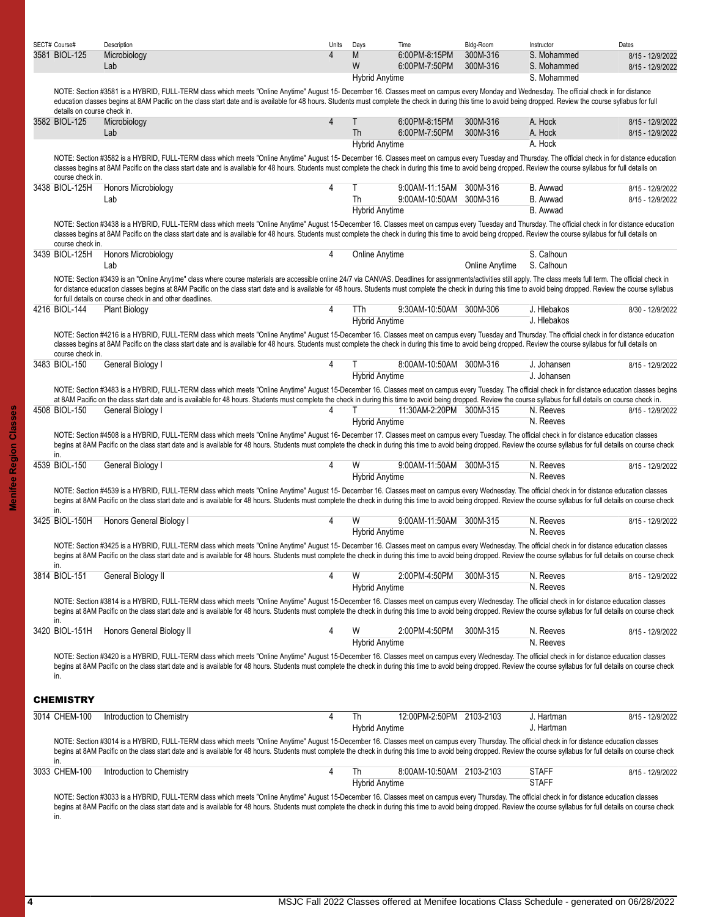| SECT# | Course# | Description | Units | Days | Time | Bldg-Room | Instructor | Dates |
|---|---|---|---|---|---|---|---|---|
| 3581 | BIOL-125 | Microbiology | 4 | M | 6:00PM-8:15PM | 300M-316 | S. Mohammed | 8/15 - 12/9/2022 |
| | | Lab | | W | 6:00PM-7:50PM | 300M-316 | S. Mohammed | 8/15 - 12/9/2022 |
| | | | | Hybrid Anytime | | | S. Mohammed | |

NOTE: Section #3581 is a HYBRID, FULL-TERM class which meets "Online Anytime" August 15- December 16. Classes meet on campus every Monday and Wednesday. The official check in for distance education classes begins at 8AM Pacific on the class start date and is available for 48 hours. Students must complete the check in during this time to avoid being dropped. Review the course syllabus for full details on course check in.

| SECT# | Course# | Description | Units | Days | Time | Bldg-Room | Instructor | Dates |
|---|---|---|---|---|---|---|---|---|
| 3582 | BIOL-125 | Microbiology | 4 | T | 6:00PM-8:15PM | 300M-316 | A. Hock | 8/15 - 12/9/2022 |
| | | Lab | | Th | 6:00PM-7:50PM | 300M-316 | A. Hock | 8/15 - 12/9/2022 |
| | | | | Hybrid Anytime | | | A. Hock | |

NOTE: Section #3582 is a HYBRID, FULL-TERM class which meets "Online Anytime" August 15- December 16. Classes meet on campus every Tuesday and Thursday. The official check in for distance education classes begins at 8AM Pacific on the class start date and is available for 48 hours. Students must complete the check in during this time to avoid being dropped. Review the course syllabus for full details on course check in.

| SECT# | Course# | Description | Units | Days | Time | Bldg-Room | Instructor | Dates |
|---|---|---|---|---|---|---|---|---|
| 3438 | BIOL-125H | Honors Microbiology | 4 | T | 9:00AM-11:15AM | 300M-316 | B. Awwad | 8/15 - 12/9/2022 |
| | | Lab | | Th | 9:00AM-10:50AM | 300M-316 | B. Awwad | 8/15 - 12/9/2022 |
| | | | | Hybrid Anytime | | | B. Awwad | |

NOTE: Section #3438 is a HYBRID, FULL-TERM class which meets "Online Anytime" August 15-December 16. Classes meet on campus every Tuesday and Thursday. The official check in for distance education classes begins at 8AM Pacific on the class start date and is available for 48 hours. Students must complete the check in during this time to avoid being dropped. Review the course syllabus for full details on course check in.

| SECT# | Course# | Description | Units | Days | Time | Bldg-Room | Instructor | Dates |
|---|---|---|---|---|---|---|---|---|
| 3439 | BIOL-125H | Honors Microbiology | 4 | Online Anytime | | | S. Calhoun | |
| | | Lab | | | | Online Anytime | S. Calhoun | |

NOTE: Section #3439 is an "Online Anytime" class where course materials are accessible online 24/7 via CANVAS. Deadlines for assignments/activities still apply. The class meets full term. The official check in for distance education classes begins at 8AM Pacific on the class start date and is available for 48 hours. Students must complete the check in during this time to avoid being dropped. Review the course syllabus for full details on course check in and other deadlines.

| SECT# | Course# | Description | Units | Days | Time | Bldg-Room | Instructor | Dates |
|---|---|---|---|---|---|---|---|---|
| 4216 | BIOL-144 | Plant Biology | 4 | TTh | 9:30AM-10:50AM | 300M-306 | J. Hlebakos | 8/30 - 12/9/2022 |
| | | | | Hybrid Anytime | | | J. Hlebakos | |

NOTE: Section #4216 is a HYBRID, FULL-TERM class which meets "Online Anytime" August 15-December 16. Classes meet on campus every Tuesday and Thursday. The official check in for distance education classes begins at 8AM Pacific on the class start date and is available for 48 hours. Students must complete the check in during this time to avoid being dropped. Review the course syllabus for full details on course check in.

| SECT# | Course# | Description | Units | Days | Time | Bldg-Room | Instructor | Dates |
|---|---|---|---|---|---|---|---|---|
| 3483 | BIOL-150 | General Biology I | 4 | T | 8:00AM-10:50AM | 300M-316 | J. Johansen | 8/15 - 12/9/2022 |
| | | | | Hybrid Anytime | | | J. Johansen | |

NOTE: Section #3483 is a HYBRID, FULL-TERM class which meets "Online Anytime" August 15-December 16. Classes meet on campus every Tuesday. The official check in for distance education classes begins at 8AM Pacific on the class start date and is available for 48 hours. Students must complete the check in during this time to avoid being dropped. Review the course syllabus for full details on course check in.

| SECT# | Course# | Description | Units | Days | Time | Bldg-Room | Instructor | Dates |
|---|---|---|---|---|---|---|---|---|
| 4508 | BIOL-150 | General Biology I | 4 | T | 11:30AM-2:20PM | 300M-315 | N. Reeves | 8/15 - 12/9/2022 |
| | | | | Hybrid Anytime | | | N. Reeves | |

NOTE: Section #4508 is a HYBRID, FULL-TERM class which meets "Online Anytime" August 16- December 17. Classes meet on campus every Tuesday. The official check in for distance education classes begins at 8AM Pacific on the class start date and is available for 48 hours. Students must complete the check in during this time to avoid being dropped. Review the course syllabus for full details on course check in.

| SECT# | Course# | Description | Units | Days | Time | Bldg-Room | Instructor | Dates |
|---|---|---|---|---|---|---|---|---|
| 4539 | BIOL-150 | General Biology I | 4 | W | 9:00AM-11:50AM | 300M-315 | N. Reeves | 8/15 - 12/9/2022 |
| | | | | Hybrid Anytime | | | N. Reeves | |

NOTE: Section #4539 is a HYBRID, FULL-TERM class which meets "Online Anytime" August 15- December 16. Classes meet on campus every Wednesday. The official check in for distance education classes begins at 8AM Pacific on the class start date and is available for 48 hours. Students must complete the check in during this time to avoid being dropped. Review the course syllabus for full details on course check in.

| SECT# | Course# | Description | Units | Days | Time | Bldg-Room | Instructor | Dates |
|---|---|---|---|---|---|---|---|---|
| 3425 | BIOL-150H | Honors General Biology I | 4 | W | 9:00AM-11:50AM | 300M-315 | N. Reeves | 8/15 - 12/9/2022 |
| | | | | Hybrid Anytime | | | N. Reeves | |

NOTE: Section #3425 is a HYBRID, FULL-TERM class which meets "Online Anytime" August 15- December 16. Classes meet on campus every Wednesday. The official check in for distance education classes begins at 8AM Pacific on the class start date and is available for 48 hours. Students must complete the check in during this time to avoid being dropped. Review the course syllabus for full details on course check in.

| SECT# | Course# | Description | Units | Days | Time | Bldg-Room | Instructor | Dates |
|---|---|---|---|---|---|---|---|---|
| 3814 | BIOL-151 | General Biology II | 4 | W | 2:00PM-4:50PM | 300M-315 | N. Reeves | 8/15 - 12/9/2022 |
| | | | | Hybrid Anytime | | | N. Reeves | |

NOTE: Section #3814 is a HYBRID, FULL-TERM class which meets "Online Anytime" August 15-December 16. Classes meet on campus every Wednesday. The official check in for distance education classes begins at 8AM Pacific on the class start date and is available for 48 hours. Students must complete the check in during this time to avoid being dropped. Review the course syllabus for full details on course check in.

| SECT# | Course# | Description | Units | Days | Time | Bldg-Room | Instructor | Dates |
|---|---|---|---|---|---|---|---|---|
| 3420 | BIOL-151H | Honors General Biology II | 4 | W | 2:00PM-4:50PM | 300M-315 | N. Reeves | 8/15 - 12/9/2022 |
| | | | | Hybrid Anytime | | | N. Reeves | |

NOTE: Section #3420 is a HYBRID, FULL-TERM class which meets "Online Anytime" August 15-December 16. Classes meet on campus every Wednesday. The official check in for distance education classes begins at 8AM Pacific on the class start date and is available for 48 hours. Students must complete the check in during this time to avoid being dropped. Review the course syllabus for full details on course check in.

## CHEMISTRY

| SECT# | Course# | Description | Units | Days | Time | Bldg-Room | Instructor | Dates |
|---|---|---|---|---|---|---|---|---|
| 3014 | CHEM-100 | Introduction to Chemistry | 4 | Th | 12:00PM-2:50PM | 2103-2103 | J. Hartman | 8/15 - 12/9/2022 |
| | | | | Hybrid Anytime | | | J. Hartman | |

NOTE: Section #3014 is a HYBRID, FULL-TERM class which meets "Online Anytime" August 15-December 16. Classes meet on campus every Thursday. The official check in for distance education classes begins at 8AM Pacific on the class start date and is available for 48 hours. Students must complete the check in during this time to avoid being dropped. Review the course syllabus for full details on course check in.

| SECT# | Course# | Description | Units | Days | Time | Bldg-Room | Instructor | Dates |
|---|---|---|---|---|---|---|---|---|
| 3033 | CHEM-100 | Introduction to Chemistry | 4 | Th | 8:00AM-10:50AM | 2103-2103 | STAFF | 8/15 - 12/9/2022 |
| | | | | Hybrid Anytime | | | STAFF | |

NOTE: Section #3033 is a HYBRID, FULL-TERM class which meets "Online Anytime" August 15-December 16. Classes meet on campus every Thursday. The official check in for distance education classes begins at 8AM Pacific on the class start date and is available for 48 hours. Students must complete the check in during this time to avoid being dropped. Review the course syllabus for full details on course check in.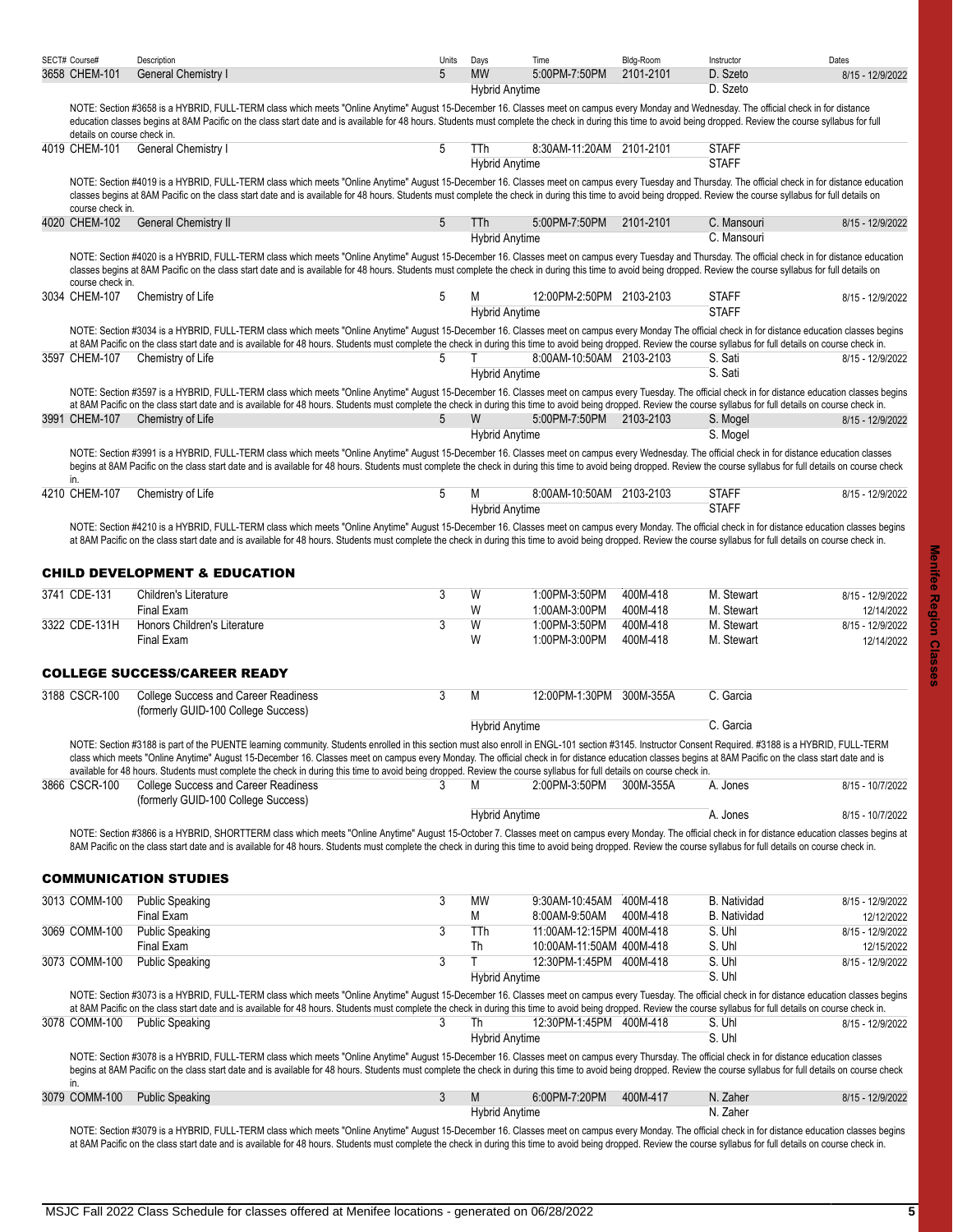| SECT# | Course# | Description | Units | Days | Time | Bldg-Room | Instructor | Dates |
|---|---|---|---|---|---|---|---|---|
| 3658 | CHEM-101 | General Chemistry I | 5 | MW | 5:00PM-7:50PM | 2101-2101 | D. Szeto | 8/15 - 12/9/2022 |
| | | | | Hybrid Anytime | | | D. Szeto | |

NOTE: Section #3658 is a HYBRID, FULL-TERM class which meets "Online Anytime" August 15-December 16. Classes meet on campus every Monday and Wednesday. The official check in for distance education classes begins at 8AM Pacific on the class start date and is available for 48 hours. Students must complete the check in during this time to avoid being dropped. Review the course syllabus for full details on course check in.

| SECT# | Course# | Description | Units | Days | Time | Bldg-Room | Instructor | Dates |
|---|---|---|---|---|---|---|---|---|
| 4019 | CHEM-101 | General Chemistry I | 5 | TTh | 8:30AM-11:20AM | 2101-2101 | STAFF | |
| | | | | Hybrid Anytime | | | STAFF | |

NOTE: Section #4019 is a HYBRID, FULL-TERM class which meets "Online Anytime" August 15-December 16. Classes meet on campus every Tuesday and Thursday. The official check in for distance education classes begins at 8AM Pacific on the class start date and is available for 48 hours. Students must complete the check in during this time to avoid being dropped. Review the course syllabus for full details on course check in.

| SECT# | Course# | Description | Units | Days | Time | Bldg-Room | Instructor | Dates |
|---|---|---|---|---|---|---|---|---|
| 4020 | CHEM-102 | General Chemistry II | 5 | TTh | 5:00PM-7:50PM | 2101-2101 | C. Mansouri | 8/15 - 12/9/2022 |
| | | | | Hybrid Anytime | | | C. Mansouri | |

NOTE: Section #4020 is a HYBRID, FULL-TERM class which meets "Online Anytime" August 15-December 16. Classes meet on campus every Tuesday and Thursday. The official check in for distance education classes begins at 8AM Pacific on the class start date and is available for 48 hours. Students must complete the check in during this time to avoid being dropped. Review the course syllabus for full details on course check in.

| SECT# | Course# | Description | Units | Days | Time | Bldg-Room | Instructor | Dates |
|---|---|---|---|---|---|---|---|---|
| 3034 | CHEM-107 | Chemistry of Life | 5 | M | 12:00PM-2:50PM | 2103-2103 | STAFF | 8/15 - 12/9/2022 |
| | | | | Hybrid Anytime | | | STAFF | |

NOTE: Section #3034 is a HYBRID, FULL-TERM class which meets "Online Anytime" August 15-December 16. Classes meet on campus every Monday The official check in for distance education classes begins at 8AM Pacific on the class start date and is available for 48 hours. Students must complete the check in during this time to avoid being dropped. Review the course syllabus for full details on course check in.

| SECT# | Course# | Description | Units | Days | Time | Bldg-Room | Instructor | Dates |
|---|---|---|---|---|---|---|---|---|
| 3597 | CHEM-107 | Chemistry of Life | 5 | T | 8:00AM-10:50AM | 2103-2103 | S. Sati | 8/15 - 12/9/2022 |
| | | | | Hybrid Anytime | | | S. Sati | |

NOTE: Section #3597 is a HYBRID, FULL-TERM class which meets "Online Anytime" August 15-December 16. Classes meet on campus every Tuesday. The official check in for distance education classes begins at 8AM Pacific on the class start date and is available for 48 hours. Students must complete the check in during this time to avoid being dropped. Review the course syllabus for full details on course check in.

| SECT# | Course# | Description | Units | Days | Time | Bldg-Room | Instructor | Dates |
|---|---|---|---|---|---|---|---|---|
| 3991 | CHEM-107 | Chemistry of Life | 5 | W | 5:00PM-7:50PM | 2103-2103 | S. Mogel | 8/15 - 12/9/2022 |
| | | | | Hybrid Anytime | | | S. Mogel | |

NOTE: Section #3991 is a HYBRID, FULL-TERM class which meets "Online Anytime" August 15-December 16. Classes meet on campus every Wednesday. The official check in for distance education classes begins at 8AM Pacific on the class start date and is available for 48 hours. Students must complete the check in during this time to avoid being dropped. Review the course syllabus for full details on course check in.

| SECT# | Course# | Description | Units | Days | Time | Bldg-Room | Instructor | Dates |
|---|---|---|---|---|---|---|---|---|
| 4210 | CHEM-107 | Chemistry of Life | 5 | M | 8:00AM-10:50AM | 2103-2103 | STAFF | 8/15 - 12/9/2022 |
| | | | | Hybrid Anytime | | | STAFF | |

NOTE: Section #4210 is a HYBRID, FULL-TERM class which meets "Online Anytime" August 15-December 16. Classes meet on campus every Monday. The official check in for distance education classes begins at 8AM Pacific on the class start date and is available for 48 hours. Students must complete the check in during this time to avoid being dropped. Review the course syllabus for full details on course check in.

## CHILD DEVELOPMENT & EDUCATION

| SECT# | Course# | Description | Units | Days | Time | Bldg-Room | Instructor | Dates |
|---|---|---|---|---|---|---|---|---|
| 3741 | CDE-131 | Children's Literature | 3 | W | 1:00PM-3:50PM | 400M-418 | M. Stewart | 8/15 - 12/9/2022 |
| | | Final Exam | | W | 1:00AM-3:00PM | 400M-418 | M. Stewart | 12/14/2022 |
| 3322 | CDE-131H | Honors Children's Literature | 3 | W | 1:00PM-3:50PM | 400M-418 | M. Stewart | 8/15 - 12/9/2022 |
| | | Final Exam | | W | 1:00PM-3:00PM | 400M-418 | M. Stewart | 12/14/2022 |

## COLLEGE SUCCESS/CAREER READY

| SECT# | Course# | Description | Units | Days | Time | Bldg-Room | Instructor | Dates |
|---|---|---|---|---|---|---|---|---|
| 3188 | CSCR-100 | College Success and Career Readiness (formerly GUID-100 College Success) | 3 | M | 12:00PM-1:30PM | 300M-355A | C. Garcia | |
| | | | | Hybrid Anytime | | | C. Garcia | |

NOTE: Section #3188 is part of the PUENTE learning community. Students enrolled in this section must also enroll in ENGL-101 section #3145. Instructor Consent Required. #3188 is a HYBRID, FULL-TERM class which meets "Online Anytime" August 15-December 16. Classes meet on campus every Monday. The official check in for distance education classes begins at 8AM Pacific on the class start date and is available for 48 hours. Students must complete the check in during this time to avoid being dropped. Review the course syllabus for full details on course check in.

| SECT# | Course# | Description | Units | Days | Time | Bldg-Room | Instructor | Dates |
|---|---|---|---|---|---|---|---|---|
| 3866 | CSCR-100 | College Success and Career Readiness (formerly GUID-100 College Success) | 3 | M | 2:00PM-3:50PM | 300M-355A | A. Jones | 8/15 - 10/7/2022 |
| | | | | Hybrid Anytime | | | A. Jones | 8/15 - 10/7/2022 |

NOTE: Section #3866 is a HYBRID, SHORTTERM class which meets "Online Anytime" August 15-October 7. Classes meet on campus every Monday. The official check in for distance education classes begins at 8AM Pacific on the class start date and is available for 48 hours. Students must complete the check in during this time to avoid being dropped. Review the course syllabus for full details on course check in.

## COMMUNICATION STUDIES

| SECT# | Course# | Description | Units | Days | Time | Bldg-Room | Instructor | Dates |
|---|---|---|---|---|---|---|---|---|
| 3013 | COMM-100 | Public Speaking | 3 | MW | 9:30AM-10:45AM | 400M-418 | B. Natividad | 8/15 - 12/9/2022 |
| | | Final Exam | | M | 8:00AM-9:50AM | 400M-418 | B. Natividad | 12/12/2022 |
| 3069 | COMM-100 | Public Speaking | 3 | TTh | 11:00AM-12:15PM | 400M-418 | S. Uhl | 8/15 - 12/9/2022 |
| | | Final Exam | | Th | 10:00AM-11:50AM | 400M-418 | S. Uhl | 12/15/2022 |
| 3073 | COMM-100 | Public Speaking | 3 | T | 12:30PM-1:45PM | 400M-418 | S. Uhl | 8/15 - 12/9/2022 |
| | | | | Hybrid Anytime | | | S. Uhl | |

NOTE: Section #3073 is a HYBRID, FULL-TERM class which meets "Online Anytime" August 15-December 16. Classes meet on campus every Tuesday. The official check in for distance education classes begins at 8AM Pacific on the class start date and is available for 48 hours. Students must complete the check in during this time to avoid being dropped. Review the course syllabus for full details on course check in.

| SECT# | Course# | Description | Units | Days | Time | Bldg-Room | Instructor | Dates |
|---|---|---|---|---|---|---|---|---|
| 3078 | COMM-100 | Public Speaking | 3 | Th | 12:30PM-1:45PM | 400M-418 | S. Uhl | 8/15 - 12/9/2022 |
| | | | | Hybrid Anytime | | | S. Uhl | |

NOTE: Section #3078 is a HYBRID, FULL-TERM class which meets "Online Anytime" August 15-December 16. Classes meet on campus every Thursday. The official check in for distance education classes begins at 8AM Pacific on the class start date and is available for 48 hours. Students must complete the check in during this time to avoid being dropped. Review the course syllabus for full details on course check in.

| SECT# | Course# | Description | Units | Days | Time | Bldg-Room | Instructor | Dates |
|---|---|---|---|---|---|---|---|---|
| 3079 | COMM-100 | Public Speaking | 3 | M | 6:00PM-7:20PM | 400M-417 | N. Zaher | 8/15 - 12/9/2022 |
| | | | | Hybrid Anytime | | | N. Zaher | |

NOTE: Section #3079 is a HYBRID, FULL-TERM class which meets "Online Anytime" August 15-December 16. Classes meet on campus every Monday. The official check in for distance education classes begins at 8AM Pacific on the class start date and is available for 48 hours. Students must complete the check in during this time to avoid being dropped. Review the course syllabus for full details on course check in.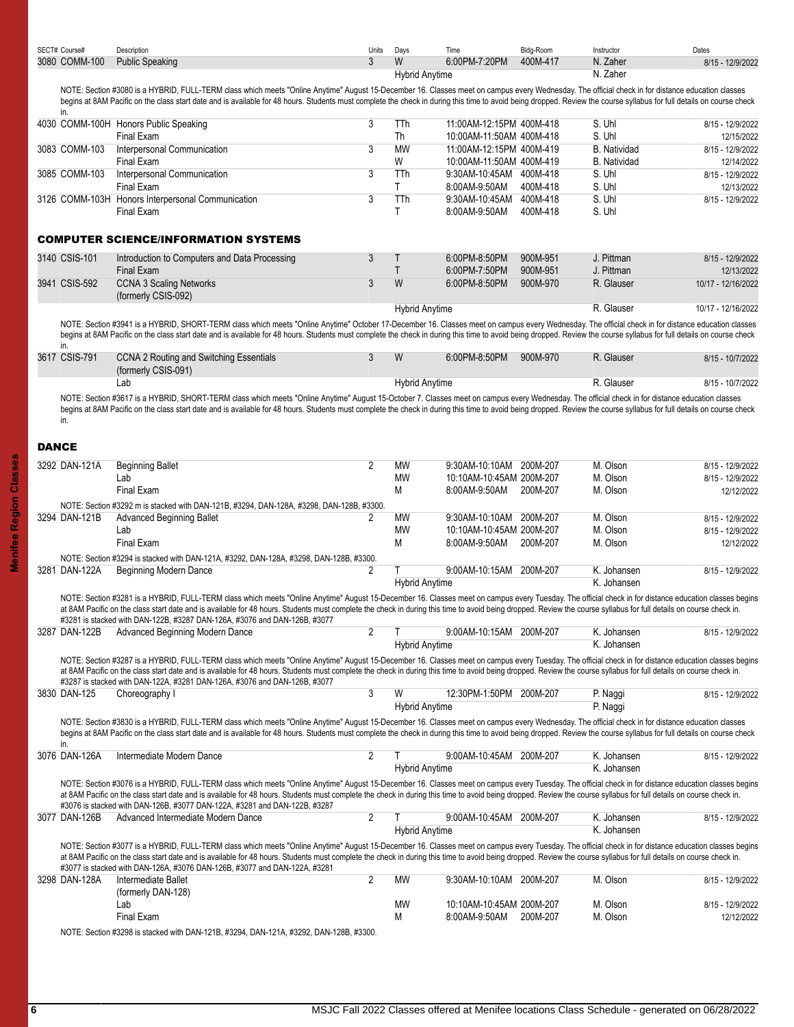| SECT# | Course# | Description | Units | Days | Time | Bldg-Room | Instructor | Dates |
|---|---|---|---|---|---|---|---|---|
| 3080 | COMM-100 | Public Speaking | 3 | W | 6:00PM-7:20PM | 400M-417 | N. Zaher | 8/15 - 12/9/2022 |
| | | | | Hybrid Anytime | | | N. Zaher | |

NOTE: Section #3080 is a HYBRID, FULL-TERM class which meets "Online Anytime" August 15-December 16. Classes meet on campus every Wednesday. The official check in for distance education classes begins at 8AM Pacific on the class start date and is available for 48 hours. Students must complete the check in during this time to avoid being dropped. Review the course syllabus for full details on course check in.

| SECT# | Course# | Description | Units | Days | Time | Bldg-Room | Instructor | Dates |
|---|---|---|---|---|---|---|---|---|
| 4030 | COMM-100H | Honors Public Speaking | 3 | TTh | 11:00AM-12:15PM | 400M-418 | S. Uhl | 8/15 - 12/9/2022 |
| | | Final Exam | | Th | 10:00AM-11:50AM | 400M-418 | S. Uhl | 12/15/2022 |
| 3083 | COMM-103 | Interpersonal Communication | 3 | MW | 11:00AM-12:15PM | 400M-419 | B. Natividad | 8/15 - 12/9/2022 |
| | | Final Exam | | W | 10:00AM-11:50AM | 400M-419 | B. Natividad | 12/14/2022 |
| 3085 | COMM-103 | Interpersonal Communication | 3 | TTh | 9:30AM-10:45AM | 400M-418 | S. Uhl | 8/15 - 12/9/2022 |
| | | Final Exam | | T | 8:00AM-9:50AM | 400M-418 | S. Uhl | 12/13/2022 |
| 3126 | COMM-103H | Honors Interpersonal Communication | 3 | TTh | 9:30AM-10:45AM | 400M-418 | S. Uhl | 8/15 - 12/9/2022 |
| | | Final Exam | | T | 8:00AM-9:50AM | 400M-418 | S. Uhl | |

## COMPUTER SCIENCE/INFORMATION SYSTEMS

| SECT# | Course# | Description | Units | Days | Time | Bldg-Room | Instructor | Dates |
|---|---|---|---|---|---|---|---|---|
| 3140 | CSIS-101 | Introduction to Computers and Data Processing | 3 | T | 6:00PM-8:50PM | 900M-951 | J. Pittman | 8/15 - 12/9/2022 |
| | | Final Exam | | T | 6:00PM-7:50PM | 900M-951 | J. Pittman | 12/13/2022 |
| 3941 | CSIS-592 | CCNA 3 Scaling Networks (formerly CSIS-092) | 3 | W | 6:00PM-8:50PM | 900M-970 | R. Glauser | 10/17 - 12/16/2022 |
| | | | | Hybrid Anytime | | | R. Glauser | 10/17 - 12/16/2022 |

NOTE: Section #3941 is a HYBRID, SHORT-TERM class which meets "Online Anytime" October 17-December 16. Classes meet on campus every Wednesday. The official check in for distance education classes begins at 8AM Pacific on the class start date and is available for 48 hours. Students must complete the check in during this time to avoid being dropped. Review the course syllabus for full details on course check in.

| SECT# | Course# | Description | Units | Days | Time | Bldg-Room | Instructor | Dates |
|---|---|---|---|---|---|---|---|---|
| 3617 | CSIS-791 | CCNA 2 Routing and Switching Essentials (formerly CSIS-091) | 3 | W | 6:00PM-8:50PM | 900M-970 | R. Glauser | 8/15 - 10/7/2022 |
| | | Lab | | Hybrid Anytime | | | R. Glauser | 8/15 - 10/7/2022 |

NOTE: Section #3617 is a HYBRID, SHORT-TERM class which meets "Online Anytime" August 15-October 7. Classes meet on campus every Wednesday. The official check in for distance education classes begins at 8AM Pacific on the class start date and is available for 48 hours. Students must complete the check in during this time to avoid being dropped. Review the course syllabus for full details on course check in.

## DANCE

| SECT# | Course# | Description | Units | Days | Time | Bldg-Room | Instructor | Dates |
|---|---|---|---|---|---|---|---|---|
| 3292 | DAN-121A | Beginning Ballet | 2 | MW | 9:30AM-10:10AM | 200M-207 | M. Olson | 8/15 - 12/9/2022 |
| | | Lab | | MW | 10:10AM-10:45AM | 200M-207 | M. Olson | 8/15 - 12/9/2022 |
| | | Final Exam | | M | 8:00AM-9:50AM | 200M-207 | M. Olson | 12/12/2022 |

NOTE: Section #3292 m is stacked with DAN-121B, #3294, DAN-128A, #3298, DAN-128B, #3300.

| SECT# | Course# | Description | Units | Days | Time | Bldg-Room | Instructor | Dates |
|---|---|---|---|---|---|---|---|---|
| 3294 | DAN-121B | Advanced Beginning Ballet | 2 | MW | 9:30AM-10:10AM | 200M-207 | M. Olson | 8/15 - 12/9/2022 |
| | | Lab | | MW | 10:10AM-10:45AM | 200M-207 | M. Olson | 8/15 - 12/9/2022 |
| | | Final Exam | | M | 8:00AM-9:50AM | 200M-207 | M. Olson | 12/12/2022 |

NOTE: Section #3294 is stacked with DAN-121A, #3292, DAN-128A, #3298, DAN-128B, #3300.

| SECT# | Course# | Description | Units | Days | Time | Bldg-Room | Instructor | Dates |
|---|---|---|---|---|---|---|---|---|
| 3281 | DAN-122A | Beginning Modern Dance | 2 | T | 9:00AM-10:15AM | 200M-207 | K. Johansen | 8/15 - 12/9/2022 |
| | | | | Hybrid Anytime | | | K. Johansen | |

NOTE: Section #3281 is a HYBRID, FULL-TERM class which meets "Online Anytime" August 15-December 16. Classes meet on campus every Tuesday. The official check in for distance education classes begins at 8AM Pacific on the class start date and is available for 48 hours. Students must complete the check in during this time to avoid being dropped. Review the course syllabus for full details on course check in. #3281 is stacked with DAN-122B, #3287 DAN-126A, #3076 and DAN-126B, #3077

| SECT# | Course# | Description | Units | Days | Time | Bldg-Room | Instructor | Dates |
|---|---|---|---|---|---|---|---|---|
| 3287 | DAN-122B | Advanced Beginning Modern Dance | 2 | T | 9:00AM-10:15AM | 200M-207 | K. Johansen | 8/15 - 12/9/2022 |
| | | | | Hybrid Anytime | | | K. Johansen | |

NOTE: Section #3287 is a HYBRID, FULL-TERM class which meets "Online Anytime" August 15-December 16. Classes meet on campus every Tuesday. The official check in for distance education classes begins at 8AM Pacific on the class start date and is available for 48 hours. Students must complete the check in during this time to avoid being dropped. Review the course syllabus for full details on course check in. #3287 is stacked with DAN-122A, #3281 DAN-126A, #3076 and DAN-126B, #3077

| SECT# | Course# | Description | Units | Days | Time | Bldg-Room | Instructor | Dates |
|---|---|---|---|---|---|---|---|---|
| 3830 | DAN-125 | Choreography I | 3 | W | 12:30PM-1:50PM | 200M-207 | P. Naggi | 8/15 - 12/9/2022 |
| | | | | Hybrid Anytime | | | P. Naggi | |

NOTE: Section #3830 is a HYBRID, FULL-TERM class which meets "Online Anytime" August 15-December 16. Classes meet on campus every Wednesday. The official check in for distance education classes begins at 8AM Pacific on the class start date and is available for 48 hours. Students must complete the check in during this time to avoid being dropped. Review the course syllabus for full details on course check in.

| SECT# | Course# | Description | Units | Days | Time | Bldg-Room | Instructor | Dates |
|---|---|---|---|---|---|---|---|---|
| 3076 | DAN-126A | Intermediate Modern Dance | 2 | T | 9:00AM-10:45AM | 200M-207 | K. Johansen | 8/15 - 12/9/2022 |
| | | | | Hybrid Anytime | | | K. Johansen | |

NOTE: Section #3076 is a HYBRID, FULL-TERM class which meets "Online Anytime" August 15-December 16. Classes meet on campus every Tuesday. The official check in for distance education classes begins at 8AM Pacific on the class start date and is available for 48 hours. Students must complete the check in during this time to avoid being dropped. Review the course syllabus for full details on course check in. #3076 is stacked with DAN-126B, #3077 DAN-122A, #3281 and DAN-122B, #3287

| SECT# | Course# | Description | Units | Days | Time | Bldg-Room | Instructor | Dates |
|---|---|---|---|---|---|---|---|---|
| 3077 | DAN-126B | Advanced Intermediate Modern Dance | 2 | T | 9:00AM-10:45AM | 200M-207 | K. Johansen | 8/15 - 12/9/2022 |
| | | | | Hybrid Anytime | | | K. Johansen | |

NOTE: Section #3077 is a HYBRID, FULL-TERM class which meets "Online Anytime" August 15-December 16. Classes meet on campus every Tuesday. The official check in for distance education classes begins at 8AM Pacific on the class start date and is available for 48 hours. Students must complete the check in during this time to avoid being dropped. Review the course syllabus for full details on course check in. #3077 is stacked with DAN-126A, #3076 DAN-126B, #3077 and DAN-122A, #3281

| SECT# | Course# | Description | Units | Days | Time | Bldg-Room | Instructor | Dates |
|---|---|---|---|---|---|---|---|---|
| 3298 | DAN-128A | Intermediate Ballet (formerly DAN-128) | 2 | MW | 9:30AM-10:10AM | 200M-207 | M. Olson | 8/15 - 12/9/2022 |
| | | Lab | | MW | 10:10AM-10:45AM | 200M-207 | M. Olson | 8/15 - 12/9/2022 |
| | | Final Exam | | M | 8:00AM-9:50AM | 200M-207 | M. Olson | 12/12/2022 |

NOTE: Section #3298 is stacked with DAN-121B, #3294, DAN-121A, #3292, DAN-128B, #3300.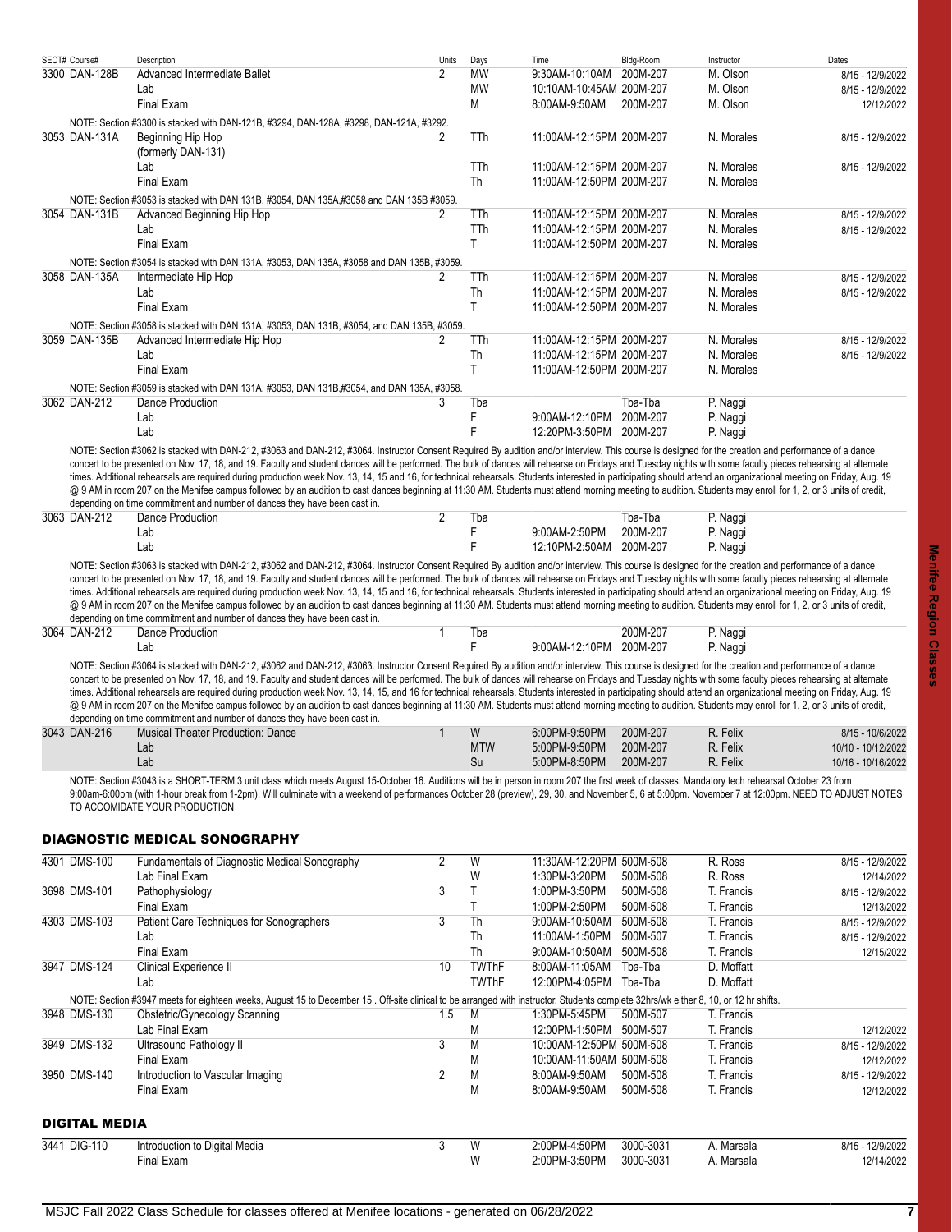| SECT# | Course# | Description | Units | Days | Time | Bldg-Room | Instructor | Dates |
|---|---|---|---|---|---|---|---|---|
| 3300 | DAN-128B | Advanced Intermediate Ballet | 2 | MW | 9:30AM-10:10AM | 200M-207 | M. Olson | 8/15 - 12/9/2022 |
| | | Lab | | MW | 10:10AM-10:45AM | 200M-207 | M. Olson | 8/15 - 12/9/2022 |
| | | Final Exam | | M | 8:00AM-9:50AM | 200M-207 | M. Olson | 12/12/2022 |

NOTE: Section #3300 is stacked with DAN-121B, #3294, DAN-128A, #3298, DAN-121A, #3292.

| SECT# | Course# | Description | Units | Days | Time | Bldg-Room | Instructor | Dates |
|---|---|---|---|---|---|---|---|---|
| 3053 | DAN-131A | Beginning Hip Hop (formerly DAN-131) | 2 | TTh | 11:00AM-12:15PM | 200M-207 | N. Morales | 8/15 - 12/9/2022 |
| | | Lab | | TTh | 11:00AM-12:15PM | 200M-207 | N. Morales | 8/15 - 12/9/2022 |
| | | Final Exam | | Th | 11:00AM-12:50PM | 200M-207 | N. Morales | |

NOTE: Section #3053 is stacked with DAN 131B, #3054, DAN 135A,#3058 and DAN 135B #3059.

| SECT# | Course# | Description | Units | Days | Time | Bldg-Room | Instructor | Dates |
|---|---|---|---|---|---|---|---|---|
| 3054 | DAN-131B | Advanced Beginning Hip Hop | 2 | TTh | 11:00AM-12:15PM | 200M-207 | N. Morales | 8/15 - 12/9/2022 |
| | | Lab | | TTh | 11:00AM-12:15PM | 200M-207 | N. Morales | 8/15 - 12/9/2022 |
| | | Final Exam | | T | 11:00AM-12:50PM | 200M-207 | N. Morales | |

NOTE: Section #3054 is stacked with DAN 131A, #3053, DAN 135A, #3058 and DAN 135B, #3059.

| SECT# | Course# | Description | Units | Days | Time | Bldg-Room | Instructor | Dates |
|---|---|---|---|---|---|---|---|---|
| 3058 | DAN-135A | Intermediate Hip Hop | 2 | TTh | 11:00AM-12:15PM | 200M-207 | N. Morales | 8/15 - 12/9/2022 |
| | | Lab | | Th | 11:00AM-12:15PM | 200M-207 | N. Morales | 8/15 - 12/9/2022 |
| | | Final Exam | | T | 11:00AM-12:50PM | 200M-207 | N. Morales | |

NOTE: Section #3058 is stacked with DAN 131A, #3053, DAN 131B, #3054, and DAN 135B, #3059.

| SECT# | Course# | Description | Units | Days | Time | Bldg-Room | Instructor | Dates |
|---|---|---|---|---|---|---|---|---|
| 3059 | DAN-135B | Advanced Intermediate Hip Hop | 2 | TTh | 11:00AM-12:15PM | 200M-207 | N. Morales | 8/15 - 12/9/2022 |
| | | Lab | | Th | 11:00AM-12:15PM | 200M-207 | N. Morales | 8/15 - 12/9/2022 |
| | | Final Exam | | T | 11:00AM-12:50PM | 200M-207 | N. Morales | |

NOTE: Section #3059 is stacked with DAN 131A, #3053, DAN 131B,#3054, and DAN 135A, #3058.

| SECT# | Course# | Description | Units | Days | Time | Bldg-Room | Instructor | Dates |
|---|---|---|---|---|---|---|---|---|
| 3062 | DAN-212 | Dance Production | 3 | Tba | | Tba-Tba | P. Naggi | |
| | | Lab | | F | 9:00AM-12:10PM | 200M-207 | P. Naggi | |
| | | Lab | | F | 12:20PM-3:50PM | 200M-207 | P. Naggi | |

NOTE: Section #3062 is stacked with DAN-212, #3063 and DAN-212, #3064. Instructor Consent Required By audition and/or interview. This course is designed for the creation and performance of a dance concert to be presented on Nov. 17, 18, and 19. Faculty and student dances will be performed. The bulk of dances will rehearse on Fridays and Tuesday nights with some faculty pieces rehearsing at alternate times. Additional rehearsals are required during production week Nov. 13, 14, 15 and 16, for technical rehearsals. Students interested in participating should attend an organizational meeting on Friday, Aug. 19 @ 9 AM in room 207 on the Menifee campus followed by an audition to cast dances beginning at 11:30 AM. Students must attend morning meeting to audition. Students may enroll for 1, 2, or 3 units of credit, depending on time commitment and number of dances they have been cast in.

| SECT# | Course# | Description | Units | Days | Time | Bldg-Room | Instructor | Dates |
|---|---|---|---|---|---|---|---|---|
| 3063 | DAN-212 | Dance Production | 2 | Tba | | Tba-Tba | P. Naggi | |
| | | Lab | | F | 9:00AM-2:50PM | 200M-207 | P. Naggi | |
| | | Lab | | F | 12:10PM-2:50AM | 200M-207 | P. Naggi | |

NOTE: Section #3063 is stacked with DAN-212, #3062 and DAN-212, #3064. Instructor Consent Required By audition and/or interview. This course is designed for the creation and performance of a dance concert to be presented on Nov. 17, 18, and 19. Faculty and student dances will be performed. The bulk of dances will rehearse on Fridays and Tuesday nights with some faculty pieces rehearsing at alternate times. Additional rehearsals are required during production week Nov. 13, 14, 15 and 16, for technical rehearsals. Students interested in participating should attend an organizational meeting on Friday, Aug. 19 @ 9 AM in room 207 on the Menifee campus followed by an audition to cast dances beginning at 11:30 AM. Students must attend morning meeting to audition. Students may enroll for 1, 2, or 3 units of credit, depending on time commitment and number of dances they have been cast in.

| SECT# | Course# | Description | Units | Days | Time | Bldg-Room | Instructor | Dates |
|---|---|---|---|---|---|---|---|---|
| 3064 | DAN-212 | Dance Production | 1 | Tba | | 200M-207 | P. Naggi | |
| | | Lab | | F | 9:00AM-12:10PM | 200M-207 | P. Naggi | |

NOTE: Section #3064 is stacked with DAN-212, #3062 and DAN-212, #3063. Instructor Consent Required By audition and/or interview. This course is designed for the creation and performance of a dance concert to be presented on Nov. 17, 18, and 19. Faculty and student dances will be performed. The bulk of dances will rehearse on Fridays and Tuesday nights with some faculty pieces rehearsing at alternate times. Additional rehearsals are required during production week Nov. 13, 14, 15 and 16, for technical rehearsals. Students interested in participating should attend an organizational meeting on Friday, Aug. 19 @ 9 AM in room 207 on the Menifee campus followed by an audition to cast dances beginning at 11:30 AM. Students must attend morning meeting to audition. Students may enroll for 1, 2, or 3 units of credit, depending on time commitment and number of dances they have been cast in.

| SECT# | Course# | Description | Units | Days | Time | Bldg-Room | Instructor | Dates |
|---|---|---|---|---|---|---|---|---|
| 3043 | DAN-216 | Musical Theater Production: Dance | 1 | W | 6:00PM-9:50PM | 200M-207 | R. Felix | 8/15 - 10/6/2022 |
| | | Lab | | MTW | 5:00PM-9:50PM | 200M-207 | R. Felix | 10/10 - 10/12/2022 |
| | | Lab | | Su | 5:00PM-8:50PM | 200M-207 | R. Felix | 10/16 - 10/16/2022 |

NOTE: Section #3043 is a SHORT-TERM 3 unit class which meets August 15-October 16. Auditions will be in person in room 207 the first week of classes. Mandatory tech rehearsal October 23 from 9:00am-6:00pm (with 1-hour break from 1-2pm). Will culminate with a weekend of performances October 28 (preview), 29, 30, and November 5, 6 at 5:00pm. November 7 at 12:00pm. NEED TO ADJUST NOTES TO ACCOMIDATE YOUR PRODUCTION

## DIAGNOSTIC MEDICAL SONOGRAPHY

| SECT# | Course# | Description | Units | Days | Time | Bldg-Room | Instructor | Dates |
|---|---|---|---|---|---|---|---|---|
| 4301 | DMS-100 | Fundamentals of Diagnostic Medical Sonography | 2 | W | 11:30AM-12:20PM | 500M-508 | R. Ross | 8/15 - 12/9/2022 |
| | | Lab Final Exam | | W | 1:30PM-3:20PM | 500M-508 | R. Ross | 12/14/2022 |
| 3698 | DMS-101 | Pathophysiology | 3 | T | 1:00PM-3:50PM | 500M-508 | T. Francis | 8/15 - 12/9/2022 |
| | | Final Exam | | T | 1:00PM-2:50PM | 500M-508 | T. Francis | 12/13/2022 |
| 4303 | DMS-103 | Patient Care Techniques for Sonographers | 3 | Th | 9:00AM-10:50AM | 500M-508 | T. Francis | 8/15 - 12/9/2022 |
| | | Lab | | Th | 11:00AM-1:50PM | 500M-507 | T. Francis | 8/15 - 12/9/2022 |
| | | Final Exam | | Th | 9:00AM-10:50AM | 500M-508 | T. Francis | 12/15/2022 |
| 3947 | DMS-124 | Clinical Experience II | 10 | TWThF | 8:00AM-11:05AM | Tba-Tba | D. Moffatt | |
| | | Lab | | TWThF | 12:00PM-4:05PM | Tba-Tba | D. Moffatt | |

NOTE: Section #3947 meets for eighteen weeks, August 15 to December 15 . Off-site clinical to be arranged with instructor. Students complete 32hrs/wk either 8, 10, or 12 hr shifts.

| SECT# | Course# | Description | Units | Days | Time | Bldg-Room | Instructor | Dates |
|---|---|---|---|---|---|---|---|---|
| 3948 | DMS-130 | Obstetric/Gynecology Scanning | 1.5 | M | 1:30PM-5:45PM | 500M-507 | T. Francis | |
| | | Lab Final Exam | | M | 12:00PM-1:50PM | 500M-507 | T. Francis | 12/12/2022 |
| 3949 | DMS-132 | Ultrasound Pathology II | 3 | M | 10:00AM-12:50PM | 500M-508 | T. Francis | 8/15 - 12/9/2022 |
| | | Final Exam | | M | 10:00AM-11:50AM | 500M-508 | T. Francis | 12/12/2022 |
| 3950 | DMS-140 | Introduction to Vascular Imaging | 2 | M | 8:00AM-9:50AM | 500M-508 | T. Francis | 8/15 - 12/9/2022 |
| | | Final Exam | | M | 8:00AM-9:50AM | 500M-508 | T. Francis | 12/12/2022 |

## DIGITAL MEDIA

| SECT# | Course# | Description | Units | Days | Time | Bldg-Room | Instructor | Dates |
|---|---|---|---|---|---|---|---|---|
| 3441 | DIG-110 | Introduction to Digital Media | 3 | W | 2:00PM-4:50PM | 3000-3031 | A. Marsala | 8/15 - 12/9/2022 |
| | | Final Exam | | W | 2:00PM-3:50PM | 3000-3031 | A. Marsala | 12/14/2022 |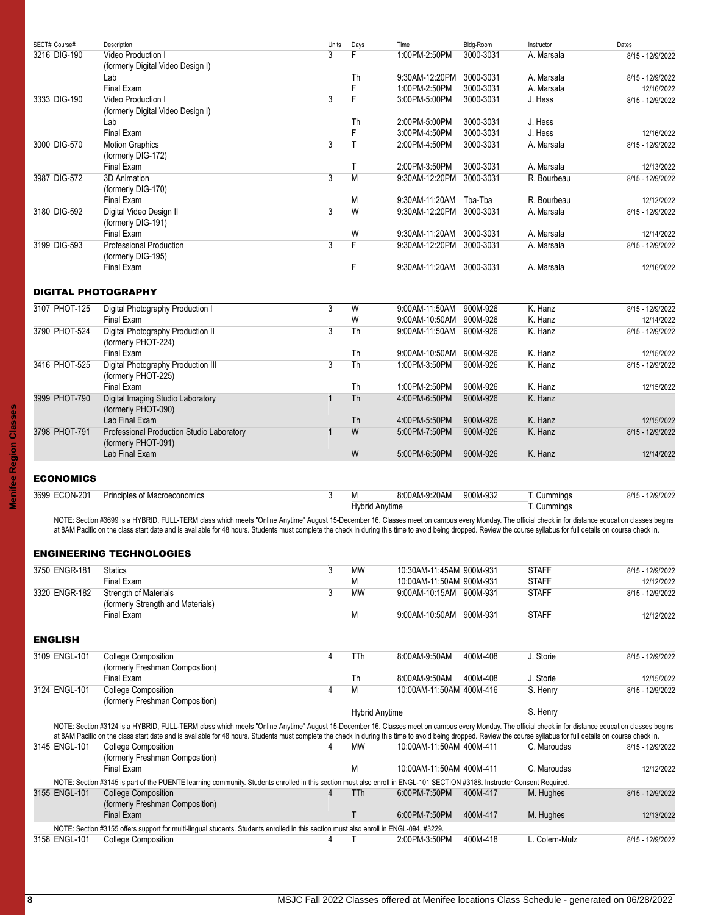| SECT# Course# | Description | Units | Days | Time | Bldg-Room | Instructor | Dates |
|---|---|---|---|---|---|---|---|
| 3216 DIG-190 | Video Production I (formerly Digital Video Design I) | 3 | F | 1:00PM-2:50PM | 3000-3031 | A. Marsala | 8/15 - 12/9/2022 |
| | Lab | | Th | 9:30AM-12:20PM | 3000-3031 | A. Marsala | 8/15 - 12/9/2022 |
| | Final Exam | | F | 1:00PM-2:50PM | 3000-3031 | A. Marsala | 12/16/2022 |
| 3333 DIG-190 | Video Production I (formerly Digital Video Design I) | 3 | F | 3:00PM-5:00PM | 3000-3031 | J. Hess | 8/15 - 12/9/2022 |
| | Lab | | Th | 2:00PM-5:00PM | 3000-3031 | J. Hess | |
| | Final Exam | | F | 3:00PM-4:50PM | 3000-3031 | J. Hess | 12/16/2022 |
| 3000 DIG-570 | Motion Graphics (formerly DIG-172) | 3 | T | 2:00PM-4:50PM | 3000-3031 | A. Marsala | 8/15 - 12/9/2022 |
| | Final Exam | | T | 2:00PM-3:50PM | 3000-3031 | A. Marsala | 12/13/2022 |
| 3987 DIG-572 | 3D Animation (formerly DIG-170) | 3 | M | 9:30AM-12:20PM | 3000-3031 | R. Bourbeau | 8/15 - 12/9/2022 |
| | Final Exam | | M | 9:30AM-11:20AM | Tba-Tba | R. Bourbeau | 12/12/2022 |
| 3180 DIG-592 | Digital Video Design II (formerly DIG-191) | 3 | W | 9:30AM-12:20PM | 3000-3031 | A. Marsala | 8/15 - 12/9/2022 |
| | Final Exam | | W | 9:30AM-11:20AM | 3000-3031 | A. Marsala | 12/14/2022 |
| 3199 DIG-593 | Professional Production (formerly DIG-195) | 3 | F | 9:30AM-12:20PM | 3000-3031 | A. Marsala | 8/15 - 12/9/2022 |
| | Final Exam | | F | 9:30AM-11:20AM | 3000-3031 | A. Marsala | 12/16/2022 |

## DIGITAL PHOTOGRAPHY

| SECT# Course# | Description | Units | Days | Time | Bldg-Room | Instructor | Dates |
|---|---|---|---|---|---|---|---|
| 3107 PHOT-125 | Digital Photography Production I | 3 | W | 9:00AM-11:50AM | 900M-926 | K. Hanz | 8/15 - 12/9/2022 |
| | Final Exam | | W | 9:00AM-10:50AM | 900M-926 | K. Hanz | 12/14/2022 |
| 3790 PHOT-524 | Digital Photography Production II (formerly PHOT-224) | 3 | Th | 9:00AM-11:50AM | 900M-926 | K. Hanz | 8/15 - 12/9/2022 |
| | Final Exam | | Th | 9:00AM-10:50AM | 900M-926 | K. Hanz | 12/15/2022 |
| 3416 PHOT-525 | Digital Photography Production III (formerly PHOT-225) | 3 | Th | 1:00PM-3:50PM | 900M-926 | K. Hanz | 8/15 - 12/9/2022 |
| | Final Exam | | Th | 1:00PM-2:50PM | 900M-926 | K. Hanz | 12/15/2022 |
| 3999 PHOT-790 | Digital Imaging Studio Laboratory (formerly PHOT-090) | 1 | Th | 4:00PM-6:50PM | 900M-926 | K. Hanz | |
| | Lab Final Exam | | Th | 4:00PM-5:50PM | 900M-926 | K. Hanz | 12/15/2022 |
| 3798 PHOT-791 | Professional Production Studio Laboratory (formerly PHOT-091) | 1 | W | 5:00PM-7:50PM | 900M-926 | K. Hanz | 8/15 - 12/9/2022 |
| | Lab Final Exam | | W | 5:00PM-6:50PM | 900M-926 | K. Hanz | 12/14/2022 |

## ECONOMICS

| SECT# Course# | Description | Units | Days | Time | Bldg-Room | Instructor | Dates |
|---|---|---|---|---|---|---|---|
| 3699 ECON-201 | Principles of Macroeconomics | 3 | M | 8:00AM-9:20AM | 900M-932 | T. Cummings | 8/15 - 12/9/2022 |
| | | | Hybrid Anytime | | | T. Cummings | |

NOTE: Section #3699 is a HYBRID, FULL-TERM class which meets "Online Anytime" August 15-December 16. Classes meet on campus every Monday. The official check in for distance education classes begins at 8AM Pacific on the class start date and is available for 48 hours. Students must complete the check in during this time to avoid being dropped. Review the course syllabus for full details on course check in.

## ENGINEERING TECHNOLOGIES

| SECT# Course# | Description | Units | Days | Time | Bldg-Room | Instructor | Dates |
|---|---|---|---|---|---|---|---|
| 3750 ENGR-181 | Statics | 3 | MW | 10:30AM-11:45AM | 900M-931 | STAFF | 8/15 - 12/9/2022 |
| | Final Exam | | M | 10:00AM-11:50AM | 900M-931 | STAFF | 12/12/2022 |
| 3320 ENGR-182 | Strength of Materials (formerly Strength and Materials) | 3 | MW | 9:00AM-10:15AM | 900M-931 | STAFF | 8/15 - 12/9/2022 |
| | Final Exam | | M | 9:00AM-10:50AM | 900M-931 | STAFF | 12/12/2022 |

## ENGLISH

| SECT# Course# | Description | Units | Days | Time | Bldg-Room | Instructor | Dates |
|---|---|---|---|---|---|---|---|
| 3109 ENGL-101 | College Composition (formerly Freshman Composition) | 4 | TTh | 8:00AM-9:50AM | 400M-408 | J. Storie | 8/15 - 12/9/2022 |
| | Final Exam | | Th | 8:00AM-9:50AM | 400M-408 | J. Storie | 12/15/2022 |
| 3124 ENGL-101 | College Composition (formerly Freshman Composition) | 4 | M | 10:00AM-11:50AM | 400M-416 | S. Henry | 8/15 - 12/9/2022 |
| | | | Hybrid Anytime | | | S. Henry | |

NOTE: Section #3124 is a HYBRID, FULL-TERM class which meets "Online Anytime" August 15-December 16. Classes meet on campus every Monday. The official check in for distance education classes begins at 8AM Pacific on the class start date and is available for 48 hours. Students must complete the check in during this time to avoid being dropped. Review the course syllabus for full details on course check in.

| SECT# Course# | Description | Units | Days | Time | Bldg-Room | Instructor | Dates |
|---|---|---|---|---|---|---|---|
| 3145 ENGL-101 | College Composition (formerly Freshman Composition) | 4 | MW | 10:00AM-11:50AM | 400M-411 | C. Maroudas | 8/15 - 12/9/2022 |
| | Final Exam | | M | 10:00AM-11:50AM | 400M-411 | C. Maroudas | 12/12/2022 |

NOTE: Section #3145 is part of the PUENTE learning community. Students enrolled in this section must also enroll in ENGL-101 SECTION #3188. Instructor Consent Required.

| SECT# Course# | Description | Units | Days | Time | Bldg-Room | Instructor | Dates |
|---|---|---|---|---|---|---|---|
| 3155 ENGL-101 | College Composition (formerly Freshman Composition) | 4 | TTh | 6:00PM-7:50PM | 400M-417 | M. Hughes | 8/15 - 12/9/2022 |
| | Final Exam | | T | 6:00PM-7:50PM | 400M-417 | M. Hughes | 12/13/2022 |

NOTE: Section #3155 offers support for multi-lingual students. Students enrolled in this section must also enroll in ENGL-094, #3229.

| SECT# Course# | Description | Units | Days | Time | Bldg-Room | Instructor | Dates |
|---|---|---|---|---|---|---|---|
| 3158 ENGL-101 | College Composition | 4 | T | 2:00PM-3:50PM | 400M-418 | L. Colern-Mulz | 8/15 - 12/9/2022 |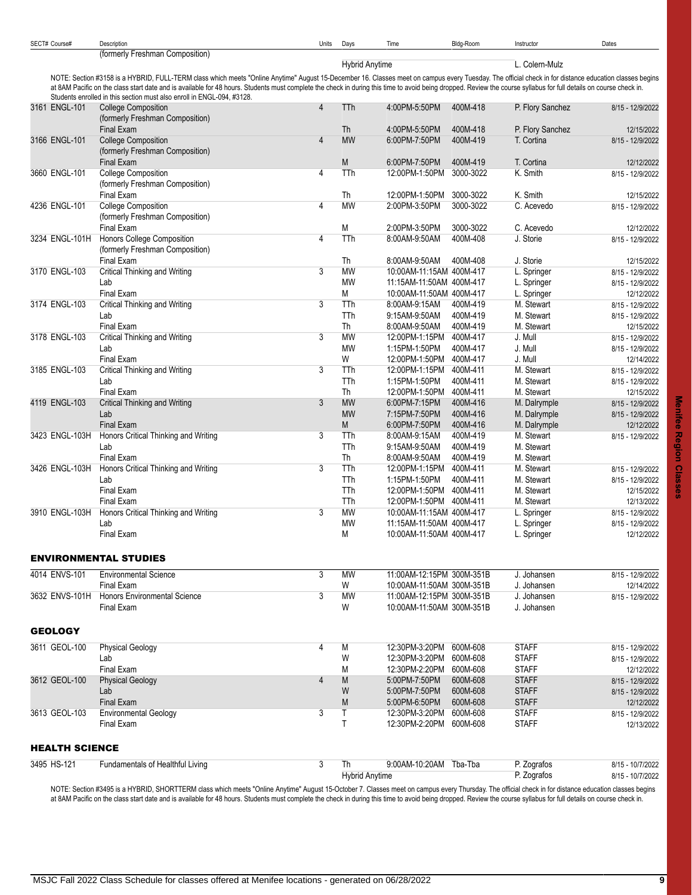| SECT# Course# | Description | Units | Days | Time | Bldg-Room | Instructor | Dates |
|---|---|---|---|---|---|---|---|
| | (formerly Freshman Composition) | | | | | | |
| | | | Hybrid Anytime | | | L. Colern-Mulz | |

NOTE: Section #3158 is a HYBRID, FULL-TERM class which meets "Online Anytime" August 15-December 16. Classes meet on campus every Tuesday. The official check in for distance education classes begins at 8AM Pacific on the class start date and is available for 48 hours. Students must complete the check in during this time to avoid being dropped. Review the course syllabus for full details on course check in. Students enrolled in this section must also enroll in ENGL-094, #3128.

| SECT# Course# | Description | Units | Days | Time | Bldg-Room | Instructor | Dates |
|---|---|---|---|---|---|---|---|
| 3161 ENGL-101 | College Composition | 4 | TTh | 4:00PM-5:50PM | 400M-418 | P. Flory Sanchez | 8/15 - 12/9/2022 |
| | (formerly Freshman Composition) | | | | | | |
| | Final Exam | | Th | 4:00PM-5:50PM | 400M-418 | P. Flory Sanchez | 12/15/2022 |
| 3166 ENGL-101 | College Composition | 4 | MW | 6:00PM-7:50PM | 400M-419 | T. Cortina | 8/15 - 12/9/2022 |
| | (formerly Freshman Composition) | | | | | | |
| | Final Exam | | M | 6:00PM-7:50PM | 400M-419 | T. Cortina | 12/12/2022 |
| 3660 ENGL-101 | College Composition | 4 | TTh | 12:00PM-1:50PM | 3000-3022 | K. Smith | 8/15 - 12/9/2022 |
| | (formerly Freshman Composition) | | | | | | |
| | Final Exam | | Th | 12:00PM-1:50PM | 3000-3022 | K. Smith | 12/15/2022 |
| 4236 ENGL-101 | College Composition | 4 | MW | 2:00PM-3:50PM | 3000-3022 | C. Acevedo | 8/15 - 12/9/2022 |
| | (formerly Freshman Composition) | | | | | | |
| | Final Exam | | M | 2:00PM-3:50PM | 3000-3022 | C. Acevedo | 12/12/2022 |
| 3234 ENGL-101H | Honors College Composition | 4 | TTh | 8:00AM-9:50AM | 400M-408 | J. Storie | 8/15 - 12/9/2022 |
| | (formerly Freshman Composition) | | | | | | |
| | Final Exam | | Th | 8:00AM-9:50AM | 400M-408 | J. Storie | 12/15/2022 |
| 3170 ENGL-103 | Critical Thinking and Writing | 3 | MW | 10:00AM-11:15AM | 400M-417 | L. Springer | 8/15 - 12/9/2022 |
| | Lab | | MW | 11:15AM-11:50AM | 400M-417 | L. Springer | 8/15 - 12/9/2022 |
| | Final Exam | | M | 10:00AM-11:50AM | 400M-417 | L. Springer | 12/12/2022 |
| 3174 ENGL-103 | Critical Thinking and Writing | 3 | TTh | 8:00AM-9:15AM | 400M-419 | M. Stewart | 8/15 - 12/9/2022 |
| | Lab | | TTh | 9:15AM-9:50AM | 400M-419 | M. Stewart | 8/15 - 12/9/2022 |
| | Final Exam | | Th | 8:00AM-9:50AM | 400M-419 | M. Stewart | 12/15/2022 |
| 3178 ENGL-103 | Critical Thinking and Writing | 3 | MW | 12:00PM-1:15PM | 400M-417 | J. Mull | 8/15 - 12/9/2022 |
| | Lab | | MW | 1:15PM-1:50PM | 400M-417 | J. Mull | 8/15 - 12/9/2022 |
| | Final Exam | | W | 12:00PM-1:50PM | 400M-417 | J. Mull | 12/14/2022 |
| 3185 ENGL-103 | Critical Thinking and Writing | 3 | TTh | 12:00PM-1:15PM | 400M-411 | M. Stewart | 8/15 - 12/9/2022 |
| | Lab | | TTh | 1:15PM-1:50PM | 400M-411 | M. Stewart | 8/15 - 12/9/2022 |
| | Final Exam | | Th | 12:00PM-1:50PM | 400M-411 | M. Stewart | 12/15/2022 |
| 4119 ENGL-103 | Critical Thinking and Writing | 3 | MW | 6:00PM-7:15PM | 400M-416 | M. Dalrymple | 8/15 - 12/9/2022 |
| | Lab | | MW | 7:15PM-7:50PM | 400M-416 | M. Dalrymple | 8/15 - 12/9/2022 |
| | Final Exam | | M | 6:00PM-7:50PM | 400M-416 | M. Dalrymple | 12/12/2022 |
| 3423 ENGL-103H | Honors Critical Thinking and Writing | 3 | TTh | 8:00AM-9:15AM | 400M-419 | M. Stewart | 8/15 - 12/9/2022 |
| | Lab | | TTh | 9:15AM-9:50AM | 400M-419 | M. Stewart | |
| | Final Exam | | Th | 8:00AM-9:50AM | 400M-419 | M. Stewart | |
| 3426 ENGL-103H | Honors Critical Thinking and Writing | 3 | TTh | 12:00PM-1:15PM | 400M-411 | M. Stewart | 8/15 - 12/9/2022 |
| | Lab | | TTh | 1:15PM-1:50PM | 400M-411 | M. Stewart | 8/15 - 12/9/2022 |
| | Final Exam | | TTh | 12:00PM-1:50PM | 400M-411 | M. Stewart | 12/15/2022 |
| | Final Exam | | TTh | 12:00PM-1:50PM | 400M-411 | M. Stewart | 12/13/2022 |
| 3910 ENGL-103H | Honors Critical Thinking and Writing | 3 | MW | 10:00AM-11:15AM | 400M-417 | L. Springer | 8/15 - 12/9/2022 |
| | Lab | | MW | 11:15AM-11:50AM | 400M-417 | L. Springer | 8/15 - 12/9/2022 |
| | Final Exam | | M | 10:00AM-11:50AM | 400M-417 | L. Springer | 12/12/2022 |

## ENVIRONMENTAL STUDIES

| SECT# Course# | Description | Units | Days | Time | Bldg-Room | Instructor | Dates |
|---|---|---|---|---|---|---|---|
| 4014 ENVS-101 | Environmental Science | 3 | MW | 11:00AM-12:15PM | 300M-351B | J. Johansen | 8/15 - 12/9/2022 |
| | Final Exam | | W | 10:00AM-11:50AM | 300M-351B | J. Johansen | 12/14/2022 |
| 3632 ENVS-101H | Honors Environmental Science | 3 | MW | 11:00AM-12:15PM | 300M-351B | J. Johansen | 8/15 - 12/9/2022 |
| | Final Exam | | W | 10:00AM-11:50AM | 300M-351B | J. Johansen | |

## GEOLOGY

| SECT# Course# | Description | Units | Days | Time | Bldg-Room | Instructor | Dates |
|---|---|---|---|---|---|---|---|
| 3611 GEOL-100 | Physical Geology | 4 | M | 12:30PM-3:20PM | 600M-608 | STAFF | 8/15 - 12/9/2022 |
| | Lab | | W | 12:30PM-3:20PM | 600M-608 | STAFF | 8/15 - 12/9/2022 |
| | Final Exam | | M | 12:30PM-2:20PM | 600M-608 | STAFF | 12/12/2022 |
| 3612 GEOL-100 | Physical Geology | 4 | M | 5:00PM-7:50PM | 600M-608 | STAFF | 8/15 - 12/9/2022 |
| | Lab | | W | 5:00PM-7:50PM | 600M-608 | STAFF | 8/15 - 12/9/2022 |
| | Final Exam | | M | 5:00PM-6:50PM | 600M-608 | STAFF | 12/12/2022 |
| 3613 GEOL-103 | Environmental Geology | 3 | T | 12:30PM-3:20PM | 600M-608 | STAFF | 8/15 - 12/9/2022 |
| | Final Exam | | T | 12:30PM-2:20PM | 600M-608 | STAFF | 12/13/2022 |

## HEALTH SCIENCE

| SECT# Course# | Description | Units | Days | Time | Bldg-Room | Instructor | Dates |
|---|---|---|---|---|---|---|---|
| 3495 HS-121 | Fundamentals of Healthful Living | 3 | Th | 9:00AM-10:20AM | Tba-Tba | P. Zografos | 8/15 - 10/7/2022 |
| | | | Hybrid Anytime | | | P. Zografos | 8/15 - 10/7/2022 |

NOTE: Section #3495 is a HYBRID, SHORTTERM class which meets "Online Anytime" August 15-October 7. Classes meet on campus every Thursday. The official check in for distance education classes begins at 8AM Pacific on the class start date and is available for 48 hours. Students must complete the check in during this time to avoid being dropped. Review the course syllabus for full details on course check in.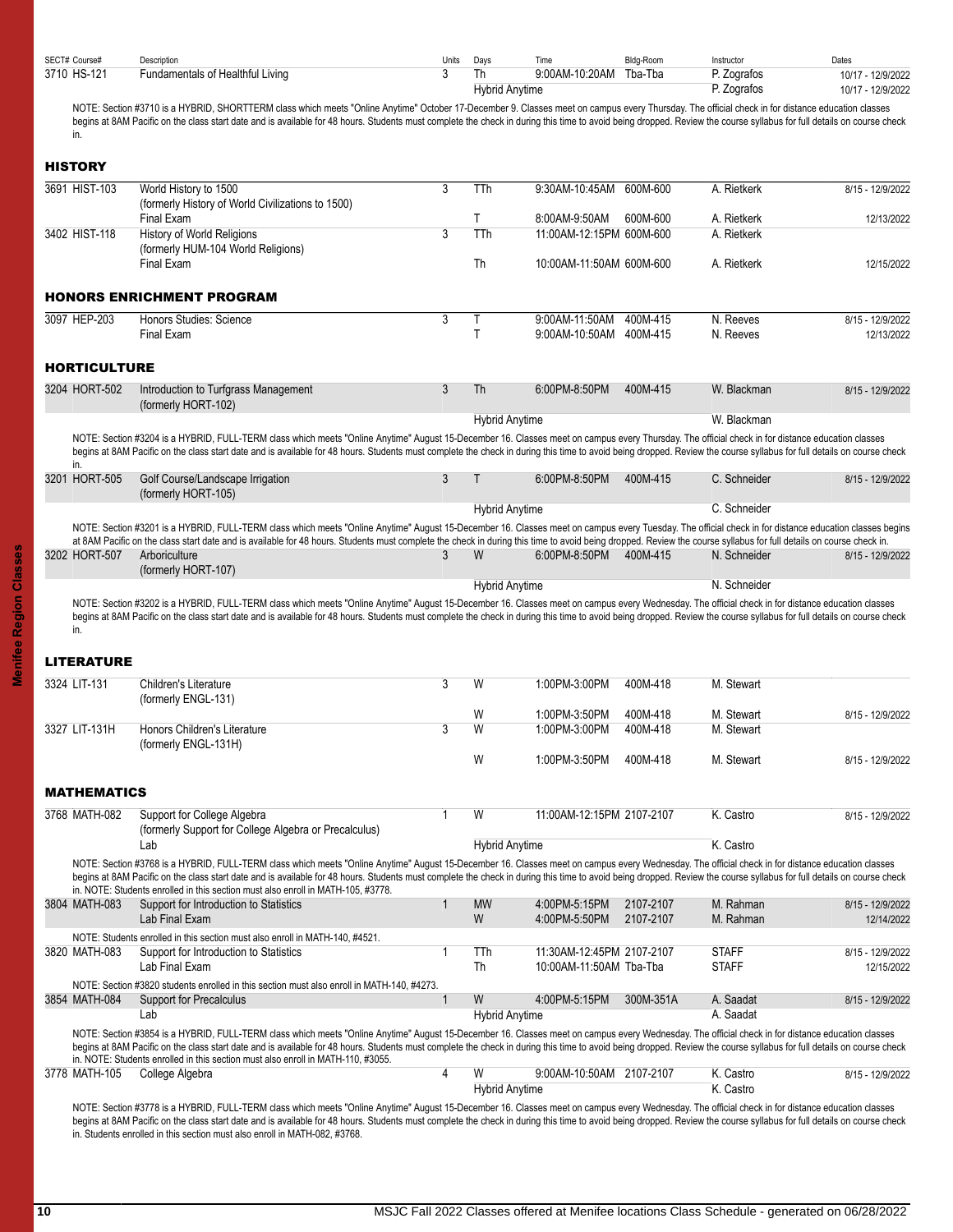| SECT# | Course# | Description | Units | Days | Time | Bldg-Room | Instructor | Dates |
|---|---|---|---|---|---|---|---|---|
| 3710 | HS-121 | Fundamentals of Healthful Living | 3 | Th | 9:00AM-10:20AM | Tba-Tba | P. Zografos | 10/17 - 12/9/2022 |
| | | | | Hybrid Anytime | | | P. Zografos | 10/17 - 12/9/2022 |

NOTE: Section #3710 is a HYBRID, SHORTTERM class which meets "Online Anytime" October 17-December 9. Classes meet on campus every Thursday. The official check in for distance education classes begins at 8AM Pacific on the class start date and is available for 48 hours. Students must complete the check in during this time to avoid being dropped. Review the course syllabus for full details on course check in.

## HISTORY

| SECT# | Course# | Description | Units | Days | Time | Bldg-Room | Instructor | Dates |
|---|---|---|---|---|---|---|---|---|
| 3691 | HIST-103 | World History to 1500 (formerly History of World Civilizations to 1500) | 3 | TTh | 9:30AM-10:45AM | 600M-600 | A. Rietkerk | 8/15 - 12/9/2022 |
| | | Final Exam | | T | 8:00AM-9:50AM | 600M-600 | A. Rietkerk | 12/13/2022 |
| 3402 | HIST-118 | History of World Religions (formerly HUM-104 World Religions) | 3 | TTh | 11:00AM-12:15PM | 600M-600 | A. Rietkerk | |
| | | Final Exam | | Th | 10:00AM-11:50AM | 600M-600 | A. Rietkerk | 12/15/2022 |

## HONORS ENRICHMENT PROGRAM

| SECT# | Course# | Description | Units | Days | Time | Bldg-Room | Instructor | Dates |
|---|---|---|---|---|---|---|---|---|
| 3097 | HEP-203 | Honors Studies: Science | 3 | T | 9:00AM-11:50AM | 400M-415 | N. Reeves | 8/15 - 12/9/2022 |
| | | Final Exam | | T | 9:00AM-10:50AM | 400M-415 | N. Reeves | 12/13/2022 |

## HORTICULTURE

| SECT# | Course# | Description | Units | Days | Time | Bldg-Room | Instructor | Dates |
|---|---|---|---|---|---|---|---|---|
| 3204 | HORT-502 | Introduction to Turfgrass Management (formerly HORT-102) | 3 | Th | 6:00PM-8:50PM | 400M-415 | W. Blackman | 8/15 - 12/9/2022 |
| | | | | Hybrid Anytime | | | W. Blackman | |

NOTE: Section #3204 is a HYBRID, FULL-TERM class which meets "Online Anytime" August 15-December 16. Classes meet on campus every Thursday. The official check in for distance education classes begins at 8AM Pacific on the class start date and is available for 48 hours. Students must complete the check in during this time to avoid being dropped. Review the course syllabus for full details on course check in.

| SECT# | Course# | Description | Units | Days | Time | Bldg-Room | Instructor | Dates |
|---|---|---|---|---|---|---|---|---|
| 3201 | HORT-505 | Golf Course/Landscape Irrigation (formerly HORT-105) | 3 | T | 6:00PM-8:50PM | 400M-415 | C. Schneider | 8/15 - 12/9/2022 |
| | | | | Hybrid Anytime | | | C. Schneider | |

NOTE: Section #3201 is a HYBRID, FULL-TERM class which meets "Online Anytime" August 15-December 16. Classes meet on campus every Tuesday. The official check in for distance education classes begins at 8AM Pacific on the class start date and is available for 48 hours. Students must complete the check in during this time to avoid being dropped. Review the course syllabus for full details on course check in.

| SECT# | Course# | Description | Units | Days | Time | Bldg-Room | Instructor | Dates |
|---|---|---|---|---|---|---|---|---|
| 3202 | HORT-507 | Arboriculture (formerly HORT-107) | 3 | W | 6:00PM-8:50PM | 400M-415 | N. Schneider | 8/15 - 12/9/2022 |
| | | | | Hybrid Anytime | | | N. Schneider | |

NOTE: Section #3202 is a HYBRID, FULL-TERM class which meets "Online Anytime" August 15-December 16. Classes meet on campus every Wednesday. The official check in for distance education classes begins at 8AM Pacific on the class start date and is available for 48 hours. Students must complete the check in during this time to avoid being dropped. Review the course syllabus for full details on course check in.

## LITERATURE

| SECT# | Course# | Description | Units | Days | Time | Bldg-Room | Instructor | Dates |
|---|---|---|---|---|---|---|---|---|
| 3324 | LIT-131 | Children's Literature (formerly ENGL-131) | 3 | W | 1:00PM-3:00PM | 400M-418 | M. Stewart | |
| | | | | W | 1:00PM-3:50PM | 400M-418 | M. Stewart | 8/15 - 12/9/2022 |
| 3327 | LIT-131H | Honors Children's Literature (formerly ENGL-131H) | 3 | W | 1:00PM-3:00PM | 400M-418 | M. Stewart | |
| | | | | W | 1:00PM-3:50PM | 400M-418 | M. Stewart | 8/15 - 12/9/2022 |

## MATHEMATICS

| SECT# | Course# | Description | Units | Days | Time | Bldg-Room | Instructor | Dates |
|---|---|---|---|---|---|---|---|---|
| 3768 | MATH-082 | Support for College Algebra (formerly Support for College Algebra or Precalculus) | 1 | W | 11:00AM-12:15PM | 2107-2107 | K. Castro | 8/15 - 12/9/2022 |
| | | Lab | | Hybrid Anytime | | | K. Castro | |

NOTE: Section #3768 is a HYBRID, FULL-TERM class which meets "Online Anytime" August 15-December 16. Classes meet on campus every Wednesday. The official check in for distance education classes begins at 8AM Pacific on the class start date and is available for 48 hours. Students must complete the check in during this time to avoid being dropped. Review the course syllabus for full details on course check in. NOTE: Students enrolled in this section must also enroll in MATH-105, #3778.

| SECT# | Course# | Description | Units | Days | Time | Bldg-Room | Instructor | Dates |
|---|---|---|---|---|---|---|---|---|
| 3804 | MATH-083 | Support for Introduction to Statistics | 1 | MW | 4:00PM-5:15PM | 2107-2107 | M. Rahman | 8/15 - 12/9/2022 |
| | | Lab Final Exam | | W | 4:00PM-5:50PM | 2107-2107 | M. Rahman | 12/14/2022 |

NOTE: Students enrolled in this section must also enroll in MATH-140, #4521.

| SECT# | Course# | Description | Units | Days | Time | Bldg-Room | Instructor | Dates |
|---|---|---|---|---|---|---|---|---|
| 3820 | MATH-083 | Support for Introduction to Statistics | 1 | TTh | 11:30AM-12:45PM | 2107-2107 | STAFF | 8/15 - 12/9/2022 |
| | | Lab Final Exam | | Th | 10:00AM-11:50AM | Tba-Tba | STAFF | 12/15/2022 |

NOTE: Section #3820 students enrolled in this section must also enroll in MATH-140, #4273.

| SECT# | Course# | Description | Units | Days | Time | Bldg-Room | Instructor | Dates |
|---|---|---|---|---|---|---|---|---|
| 3854 | MATH-084 | Support for Precalculus | 1 | W | 4:00PM-5:15PM | 300M-351A | A. Saadat | 8/15 - 12/9/2022 |
| | | Lab | | Hybrid Anytime | | | A. Saadat | |

NOTE: Section #3854 is a HYBRID, FULL-TERM class which meets "Online Anytime" August 15-December 16. Classes meet on campus every Wednesday. The official check in for distance education classes begins at 8AM Pacific on the class start date and is available for 48 hours. Students must complete the check in during this time to avoid being dropped. Review the course syllabus for full details on course check in. NOTE: Students enrolled in this section must also enroll in MATH-110, #3055.

| SECT# | Course# | Description | Units | Days | Time | Bldg-Room | Instructor | Dates |
|---|---|---|---|---|---|---|---|---|
| 3778 | MATH-105 | College Algebra | 4 | W | 9:00AM-10:50AM | 2107-2107 | K. Castro | 8/15 - 12/9/2022 |
| | | | | Hybrid Anytime | | | K. Castro | |

NOTE: Section #3778 is a HYBRID, FULL-TERM class which meets "Online Anytime" August 15-December 16. Classes meet on campus every Wednesday. The official check in for distance education classes begins at 8AM Pacific on the class start date and is available for 48 hours. Students must complete the check in during this time to avoid being dropped. Review the course syllabus for full details on course check in. Students enrolled in this section must also enroll in MATH-082, #3768.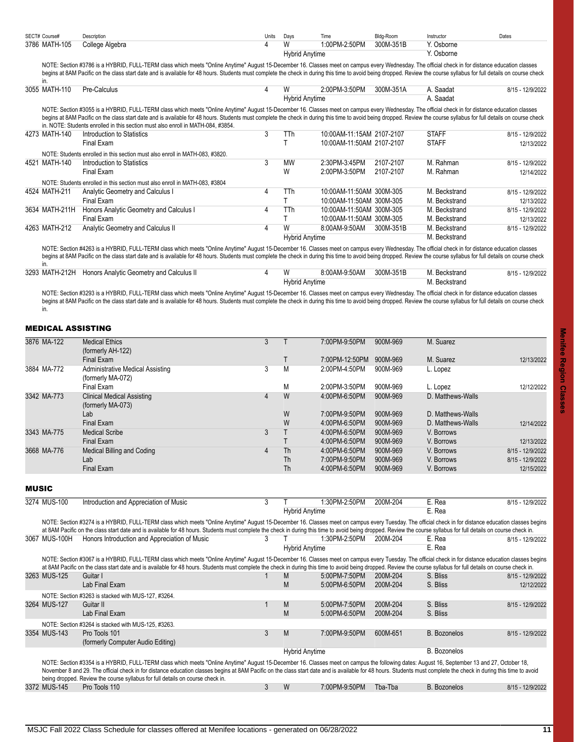| SECT# | Course# | Description | Units | Days | Time | Bldg-Room | Instructor | Dates |
|---|---|---|---|---|---|---|---|---|
| 3786 | MATH-105 | College Algebra | 4 | W | 1:00PM-2:50PM | 300M-351B | Y. Osborne | |
| | | | | Hybrid Anytime | | | Y. Osborne | |

NOTE: Section #3786 is a HYBRID, FULL-TERM class which meets "Online Anytime" August 15-December 16. Classes meet on campus every Wednesday. The official check in for distance education classes begins at 8AM Pacific on the class start date and is available for 48 hours. Students must complete the check in during this time to avoid being dropped. Review the course syllabus for full details on course check in.

| SECT# | Course# | Description | Units | Days | Time | Bldg-Room | Instructor | Dates |
|---|---|---|---|---|---|---|---|---|
| 3055 | MATH-110 | Pre-Calculus | 4 | W | 2:00PM-3:50PM | 300M-351A | A. Saadat | 8/15 - 12/9/2022 |
| | | | | Hybrid Anytime | | | A. Saadat | |

NOTE: Section #3055 is a HYBRID, FULL-TERM class which meets "Online Anytime" August 15-December 16. Classes meet on campus every Wednesday. The official check in for distance education classes begins at 8AM Pacific on the class start date and is available for 48 hours. Students must complete the check in during this time to avoid being dropped. Review the course syllabus for full details on course check in. NOTE: Students enrolled in this section must also enroll in MATH-084, #3854.

| SECT# | Course# | Description | Units | Days | Time | Bldg-Room | Instructor | Dates |
|---|---|---|---|---|---|---|---|---|
| 4273 | MATH-140 | Introduction to Statistics | 3 | TTh | 10:00AM-11:15AM | 2107-2107 | STAFF | 8/15 - 12/9/2022 |
| | | Final Exam | | T | 10:00AM-11:50AM | 2107-2107 | STAFF | 12/13/2022 |

NOTE: Students enrolled in this section must also enroll in MATH-083, #3820.

| SECT# | Course# | Description | Units | Days | Time | Bldg-Room | Instructor | Dates |
|---|---|---|---|---|---|---|---|---|
| 4521 | MATH-140 | Introduction to Statistics | 3 | MW | 2:30PM-3:45PM | 2107-2107 | M. Rahman | 8/15 - 12/9/2022 |
| | | Final Exam | | W | 2:00PM-3:50PM | 2107-2107 | M. Rahman | 12/14/2022 |

NOTE: Students enrolled in this section must also enroll in MATH-083, #3804

| SECT# | Course# | Description | Units | Days | Time | Bldg-Room | Instructor | Dates |
|---|---|---|---|---|---|---|---|---|
| 4524 | MATH-211 | Analytic Geometry and Calculus I | 4 | TTh | 10:00AM-11:50AM | 300M-305 | M. Beckstrand | 8/15 - 12/9/2022 |
| | | Final Exam | | T | 10:00AM-11:50AM | 300M-305 | M. Beckstrand | 12/13/2022 |
| 3634 | MATH-211H | Honors Analytic Geometry and Calculus I | 4 | TTh | 10:00AM-11:50AM | 300M-305 | M. Beckstrand | 8/15 - 12/9/2022 |
| | | Final Exam | | T | 10:00AM-11:50AM | 300M-305 | M. Beckstrand | 12/13/2022 |
| 4263 | MATH-212 | Analytic Geometry and Calculus II | 4 | W | 8:00AM-9:50AM | 300M-351B | M. Beckstrand | 8/15 - 12/9/2022 |
| | | | | Hybrid Anytime | | | M. Beckstrand | |

NOTE: Section #4263 is a HYBRID, FULL-TERM class which meets "Online Anytime" August 15-December 16. Classes meet on campus every Wednesday. The official check in for distance education classes begins at 8AM Pacific on the class start date and is available for 48 hours. Students must complete the check in during this time to avoid being dropped. Review the course syllabus for full details on course check in.

| SECT# | Course# | Description | Units | Days | Time | Bldg-Room | Instructor | Dates |
|---|---|---|---|---|---|---|---|---|
| 3293 | MATH-212H | Honors Analytic Geometry and Calculus II | 4 | W | 8:00AM-9:50AM | 300M-351B | M. Beckstrand | 8/15 - 12/9/2022 |
| | | | | Hybrid Anytime | | | M. Beckstrand | |

NOTE: Section #3293 is a HYBRID, FULL-TERM class which meets "Online Anytime" August 15-December 16. Classes meet on campus every Wednesday. The official check in for distance education classes begins at 8AM Pacific on the class start date and is available for 48 hours. Students must complete the check in during this time to avoid being dropped. Review the course syllabus for full details on course check in.

## MEDICAL ASSISTING

| SECT# | Course# | Description | Units | Days | Time | Bldg-Room | Instructor | Dates |
|---|---|---|---|---|---|---|---|---|
| 3876 | MA-122 | Medical Ethics (formerly AH-122) | 3 | T | 7:00PM-9:50PM | 900M-969 | M. Suarez | |
| | | Final Exam | | T | 7:00PM-12:50PM | 900M-969 | M. Suarez | 12/13/2022 |
| 3884 | MA-772 | Administrative Medical Assisting (formerly MA-072) | 3 | M | 2:00PM-4:50PM | 900M-969 | L. Lopez | |
| | | Final Exam | | M | 2:00PM-3:50PM | 900M-969 | L. Lopez | 12/12/2022 |
| 3342 | MA-773 | Clinical Medical Assisting (formerly MA-073) | 4 | W | 4:00PM-6:50PM | 900M-969 | D. Matthews-Walls | |
| | | Lab | | W | 7:00PM-9:50PM | 900M-969 | D. Matthews-Walls | |
| | | Final Exam | | W | 4:00PM-6:50PM | 900M-969 | D. Matthews-Walls | 12/14/2022 |
| 3343 | MA-775 | Medical Scribe | 3 | T | 4:00PM-6:50PM | 900M-969 | V. Borrows | |
| | | Final Exam | | T | 4:00PM-6:50PM | 900M-969 | V. Borrows | 12/13/2022 |
| 3668 | MA-776 | Medical Billing and Coding | 4 | Th | 4:00PM-6:50PM | 900M-969 | V. Borrows | 8/15 - 12/9/2022 |
| | | Lab | | Th | 7:00PM-9:50PM | 900M-969 | V. Borrows | 8/15 - 12/9/2022 |
| | | Final Exam | | Th | 4:00PM-6:50PM | 900M-969 | V. Borrows | 12/15/2022 |

## MUSIC

| SECT# | Course# | Description | Units | Days | Time | Bldg-Room | Instructor | Dates |
|---|---|---|---|---|---|---|---|---|
| 3274 | MUS-100 | Introduction and Appreciation of Music | 3 | T | 1:30PM-2:50PM | 200M-204 | E. Rea | 8/15 - 12/9/2022 |
| | | | | Hybrid Anytime | | | E. Rea | |

NOTE: Section #3274 is a HYBRID, FULL-TERM class which meets "Online Anytime" August 15-December 16. Classes meet on campus every Tuesday. The official check in for distance education classes begins at 8AM Pacific on the class start date and is available for 48 hours. Students must complete the check in during this time to avoid being dropped. Review the course syllabus for full details on course check in.

| SECT# | Course# | Description | Units | Days | Time | Bldg-Room | Instructor | Dates |
|---|---|---|---|---|---|---|---|---|
| 3067 | MUS-100H | Honors Introduction and Appreciation of Music | 3 | T | 1:30PM-2:50PM | 200M-204 | E. Rea | 8/15 - 12/9/2022 |
| | | | | Hybrid Anytime | | | E. Rea | |

NOTE: Section #3067 is a HYBRID, FULL-TERM class which meets "Online Anytime" August 15-December 16. Classes meet on campus every Tuesday. The official check in for distance education classes begins at 8AM Pacific on the class start date and is available for 48 hours. Students must complete the check in during this time to avoid being dropped. Review the course syllabus for full details on course check in.

| SECT# | Course# | Description | Units | Days | Time | Bldg-Room | Instructor | Dates |
|---|---|---|---|---|---|---|---|---|
| 3263 | MUS-125 | Guitar I | 1 | M | 5:00PM-7:50PM | 200M-204 | S. Bliss | 8/15 - 12/9/2022 |
| | | Lab Final Exam | | M | 5:00PM-6:50PM | 200M-204 | S. Bliss | 12/12/2022 |

NOTE: Section #3263 is stacked with MUS-127, #3264.

| SECT# | Course# | Description | Units | Days | Time | Bldg-Room | Instructor | Dates |
|---|---|---|---|---|---|---|---|---|
| 3264 | MUS-127 | Guitar II | 1 | M | 5:00PM-7:50PM | 200M-204 | S. Bliss | 8/15 - 12/9/2022 |
| | | Lab Final Exam | | M | 5:00PM-6:50PM | 200M-204 | S. Bliss | |

NOTE: Section #3264 is stacked with MUS-125, #3263.

| SECT# | Course# | Description | Units | Days | Time | Bldg-Room | Instructor | Dates |
|---|---|---|---|---|---|---|---|---|
| 3354 | MUS-143 | Pro Tools 101 (formerly Computer Audio Editing) | 3 | M | 7:00PM-9:50PM | 600M-651 | B. Bozonelos | 8/15 - 12/9/2022 |
| | | | | Hybrid Anytime | | | B. Bozonelos | |

NOTE: Section #3354 is a HYBRID, FULL-TERM class which meets "Online Anytime" August 15-December 16. Classes meet on campus the following dates: August 16, September 13 and 27, October 18, November 8 and 29. The official check in for distance education classes begins at 8AM Pacific on the class start date and is available for 48 hours. Students must complete the check in during this time to avoid being dropped. Review the course syllabus for full details on course check in.

| SECT# | Course# | Description | Units | Days | Time | Bldg-Room | Instructor | Dates |
|---|---|---|---|---|---|---|---|---|
| 3372 | MUS-145 | Pro Tools 110 | 3 | W | 7:00PM-9:50PM | Tba-Tba | B. Bozonelos | 8/15 - 12/9/2022 |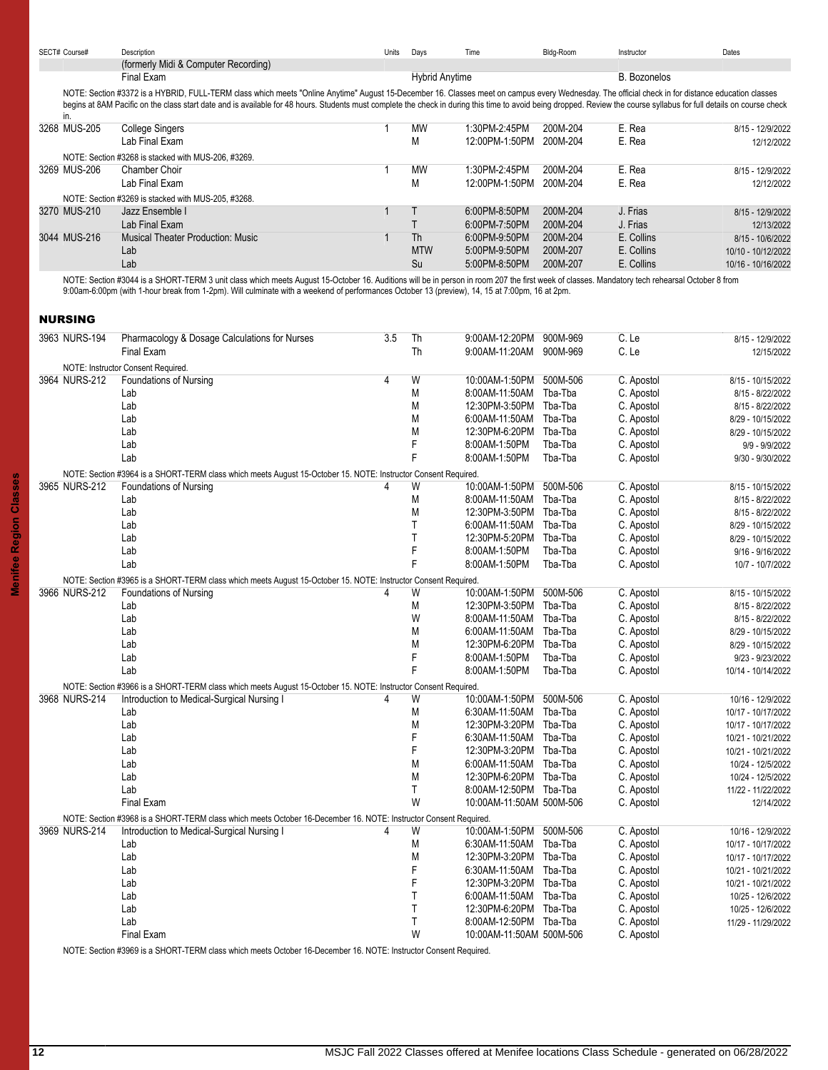| SECT# | Course# | Description | Units | Days | Time | Bldg-Room | Instructor | Dates |
|---|---|---|---|---|---|---|---|---|
| | | (formerly Midi & Computer Recording) | | | | | | |
| | | Final Exam | | Hybrid Anytime | | | B. Bozonelos | |

NOTE: Section #3372 is a HYBRID, FULL-TERM class which meets "Online Anytime" August 15-December 16. Classes meet on campus every Wednesday. The official check in for distance education classes begins at 8AM Pacific on the class start date and is available for 48 hours. Students must complete the check in during this time to avoid being dropped. Review the course syllabus for full details on course check in.

| SECT# | Course# | Description | Units | Days | Time | Bldg-Room | Instructor | Dates |
|---|---|---|---|---|---|---|---|---|
| 3268 | MUS-205 | College Singers | 1 | MW | 1:30PM-2:45PM | 200M-204 | E. Rea | 8/15 - 12/9/2022 |
| | | Lab Final Exam | | M | 12:00PM-1:50PM | 200M-204 | E. Rea | 12/12/2022 |

NOTE: Section #3268 is stacked with MUS-206, #3269.

| SECT# | Course# | Description | Units | Days | Time | Bldg-Room | Instructor | Dates |
|---|---|---|---|---|---|---|---|---|
| 3269 | MUS-206 | Chamber Choir | 1 | MW | 1:30PM-2:45PM | 200M-204 | E. Rea | 8/15 - 12/9/2022 |
| | | Lab Final Exam | | M | 12:00PM-1:50PM | 200M-204 | E. Rea | 12/12/2022 |

NOTE: Section #3269 is stacked with MUS-205, #3268.

| SECT# | Course# | Description | Units | Days | Time | Bldg-Room | Instructor | Dates |
|---|---|---|---|---|---|---|---|---|
| 3270 | MUS-210 | Jazz Ensemble I | 1 | T | 6:00PM-8:50PM | 200M-204 | J. Frias | 8/15 - 12/9/2022 |
| | | Lab Final Exam | | T | 6:00PM-7:50PM | 200M-204 | J. Frias | 12/13/2022 |
| 3044 | MUS-216 | Musical Theater Production: Music | 1 | Th | 6:00PM-9:50PM | 200M-204 | E. Collins | 8/15 - 10/6/2022 |
| | | Lab | | MTW | 5:00PM-9:50PM | 200M-207 | E. Collins | 10/10 - 10/12/2022 |
| | | Lab | | Su | 5:00PM-8:50PM | 200M-207 | E. Collins | 10/16 - 10/16/2022 |

NOTE: Section #3044 is a SHORT-TERM 3 unit class which meets August 15-October 16. Auditions will be in person in room 207 the first week of classes. Mandatory tech rehearsal October 8 from 9:00am-6:00pm (with 1-hour break from 1-2pm). Will culminate with a weekend of performances October 13 (preview), 14, 15 at 7:00pm, 16 at 2pm.

## NURSING

| SECT# | Course# | Description | Units | Days | Time | Bldg-Room | Instructor | Dates |
|---|---|---|---|---|---|---|---|---|
| 3963 | NURS-194 | Pharmacology & Dosage Calculations for Nurses | 3.5 | Th | 9:00AM-12:20PM | 900M-969 | C. Le | 8/15 - 12/9/2022 |
| | | Final Exam | | Th | 9:00AM-11:20AM | 900M-969 | C. Le | 12/15/2022 |

NOTE: Instructor Consent Required.

| SECT# | Course# | Description | Units | Days | Time | Bldg-Room | Instructor | Dates |
|---|---|---|---|---|---|---|---|---|
| 3964 | NURS-212 | Foundations of Nursing | 4 | W | 10:00AM-1:50PM | 500M-506 | C. Apostol | 8/15 - 10/15/2022 |
| | | Lab | | M | 8:00AM-11:50AM | Tba-Tba | C. Apostol | 8/15 - 8/22/2022 |
| | | Lab | | M | 12:30PM-3:50PM | Tba-Tba | C. Apostol | 8/15 - 8/22/2022 |
| | | Lab | | M | 6:00AM-11:50AM | Tba-Tba | C. Apostol | 8/29 - 10/15/2022 |
| | | Lab | | M | 12:30PM-6:20PM | Tba-Tba | C. Apostol | 8/29 - 10/15/2022 |
| | | Lab | | F | 8:00AM-1:50PM | Tba-Tba | C. Apostol | 9/9 - 9/9/2022 |
| | | Lab | | F | 8:00AM-1:50PM | Tba-Tba | C. Apostol | 9/30 - 9/30/2022 |

NOTE: Section #3964 is a SHORT-TERM class which meets August 15-October 15. NOTE: Instructor Consent Required.

| SECT# | Course# | Description | Units | Days | Time | Bldg-Room | Instructor | Dates |
|---|---|---|---|---|---|---|---|---|
| 3965 | NURS-212 | Foundations of Nursing | 4 | W | 10:00AM-1:50PM | 500M-506 | C. Apostol | 8/15 - 10/15/2022 |
| | | Lab | | M | 8:00AM-11:50AM | Tba-Tba | C. Apostol | 8/15 - 8/22/2022 |
| | | Lab | | M | 12:30PM-3:50PM | Tba-Tba | C. Apostol | 8/15 - 8/22/2022 |
| | | Lab | | T | 6:00AM-11:50AM | Tba-Tba | C. Apostol | 8/29 - 10/15/2022 |
| | | Lab | | T | 12:30PM-5:20PM | Tba-Tba | C. Apostol | 8/29 - 10/15/2022 |
| | | Lab | | F | 8:00AM-1:50PM | Tba-Tba | C. Apostol | 9/16 - 9/16/2022 |
| | | Lab | | F | 8:00AM-1:50PM | Tba-Tba | C. Apostol | 10/7 - 10/7/2022 |

NOTE: Section #3965 is a SHORT-TERM class which meets August 15-October 15. NOTE: Instructor Consent Required.

| SECT# | Course# | Description | Units | Days | Time | Bldg-Room | Instructor | Dates |
|---|---|---|---|---|---|---|---|---|
| 3966 | NURS-212 | Foundations of Nursing | 4 | W | 10:00AM-1:50PM | 500M-506 | C. Apostol | 8/15 - 10/15/2022 |
| | | Lab | | M | 12:30PM-3:50PM | Tba-Tba | C. Apostol | 8/15 - 8/22/2022 |
| | | Lab | | W | 8:00AM-11:50AM | Tba-Tba | C. Apostol | 8/15 - 8/22/2022 |
| | | Lab | | M | 6:00AM-11:50AM | Tba-Tba | C. Apostol | 8/29 - 10/15/2022 |
| | | Lab | | M | 12:30PM-6:20PM | Tba-Tba | C. Apostol | 8/29 - 10/15/2022 |
| | | Lab | | F | 8:00AM-1:50PM | Tba-Tba | C. Apostol | 9/23 - 9/23/2022 |
| | | Lab | | F | 8:00AM-1:50PM | Tba-Tba | C. Apostol | 10/14 - 10/14/2022 |

NOTE: Section #3966 is a SHORT-TERM class which meets August 15-October 15. NOTE: Instructor Consent Required.

| SECT# | Course# | Description | Units | Days | Time | Bldg-Room | Instructor | Dates |
|---|---|---|---|---|---|---|---|---|
| 3968 | NURS-214 | Introduction to Medical-Surgical Nursing I | 4 | W | 10:00AM-1:50PM | 500M-506 | C. Apostol | 10/16 - 12/9/2022 |
| | | Lab | | M | 6:30AM-11:50AM | Tba-Tba | C. Apostol | 10/17 - 10/17/2022 |
| | | Lab | | M | 12:30PM-3:20PM | Tba-Tba | C. Apostol | 10/17 - 10/17/2022 |
| | | Lab | | F | 6:30AM-11:50AM | Tba-Tba | C. Apostol | 10/21 - 10/21/2022 |
| | | Lab | | F | 12:30PM-3:20PM | Tba-Tba | C. Apostol | 10/21 - 10/21/2022 |
| | | Lab | | M | 6:00AM-11:50AM | Tba-Tba | C. Apostol | 10/24 - 12/5/2022 |
| | | Lab | | M | 12:30PM-6:20PM | Tba-Tba | C. Apostol | 10/24 - 12/5/2022 |
| | | Lab | | T | 8:00AM-12:50PM | Tba-Tba | C. Apostol | 11/22 - 11/22/2022 |
| | | Final Exam | | W | 10:00AM-11:50AM | 500M-506 | C. Apostol | 12/14/2022 |

NOTE: Section #3968 is a SHORT-TERM class which meets October 16-December 16. NOTE: Instructor Consent Required.

| SECT# | Course# | Description | Units | Days | Time | Bldg-Room | Instructor | Dates |
|---|---|---|---|---|---|---|---|---|
| 3969 | NURS-214 | Introduction to Medical-Surgical Nursing I | 4 | W | 10:00AM-1:50PM | 500M-506 | C. Apostol | 10/16 - 12/9/2022 |
| | | Lab | | M | 6:30AM-11:50AM | Tba-Tba | C. Apostol | 10/17 - 10/17/2022 |
| | | Lab | | M | 12:30PM-3:20PM | Tba-Tba | C. Apostol | 10/17 - 10/17/2022 |
| | | Lab | | F | 6:30AM-11:50AM | Tba-Tba | C. Apostol | 10/21 - 10/21/2022 |
| | | Lab | | F | 12:30PM-3:20PM | Tba-Tba | C. Apostol | 10/21 - 10/21/2022 |
| | | Lab | | T | 6:00AM-11:50AM | Tba-Tba | C. Apostol | 10/25 - 12/6/2022 |
| | | Lab | | T | 12:30PM-6:20PM | Tba-Tba | C. Apostol | 10/25 - 12/6/2022 |
| | | Lab | | T | 8:00AM-12:50PM | Tba-Tba | C. Apostol | 11/29 - 11/29/2022 |
| | | Final Exam | | W | 10:00AM-11:50AM | 500M-506 | C. Apostol | |

NOTE: Section #3969 is a SHORT-TERM class which meets October 16-December 16. NOTE: Instructor Consent Required.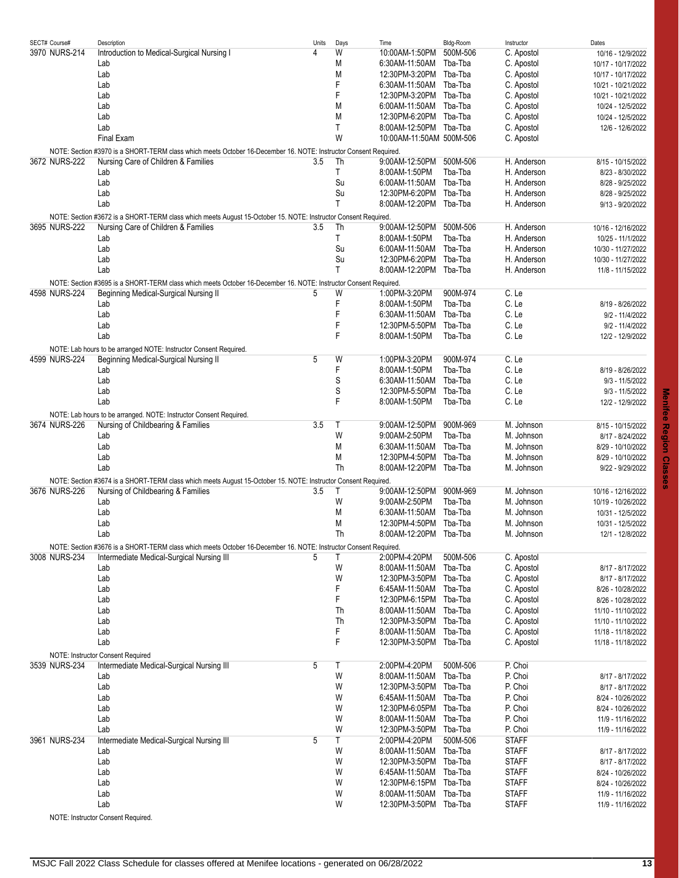| SECT# | Course# | Description | Units | Days | Time | Bldg-Room | Instructor | Dates |
|---|---|---|---|---|---|---|---|---|
| 3970 | NURS-214 | Introduction to Medical-Surgical Nursing I | 4 | W | 10:00AM-1:50PM | 500M-506 | C. Apostol | 10/16 - 12/9/2022 |
| | | Lab | | M | 6:30AM-11:50AM | Tba-Tba | C. Apostol | 10/17 - 10/17/2022 |
| | | Lab | | M | 12:30PM-3:20PM | Tba-Tba | C. Apostol | 10/17 - 10/17/2022 |
| | | Lab | | F | 6:30AM-11:50AM | Tba-Tba | C. Apostol | 10/21 - 10/21/2022 |
| | | Lab | | F | 12:30PM-3:20PM | Tba-Tba | C. Apostol | 10/21 - 10/21/2022 |
| | | Lab | | M | 6:00AM-11:50AM | Tba-Tba | C. Apostol | 10/24 - 12/5/2022 |
| | | Lab | | M | 12:30PM-6:20PM | Tba-Tba | C. Apostol | 10/24 - 12/5/2022 |
| | | Lab | | T | 8:00AM-12:50PM | Tba-Tba | C. Apostol | 12/6 - 12/6/2022 |
| | | Final Exam | | W | 10:00AM-11:50AM | 500M-506 | C. Apostol | |
| | | NOTE: Section #3970 is a SHORT-TERM class which meets October 16-December 16. NOTE: Instructor Consent Required. | | | | | | |
| 3672 | NURS-222 | Nursing Care of Children & Families | 3.5 | Th | 9:00AM-12:50PM | 500M-506 | H. Anderson | 8/15 - 10/15/2022 |
| | | Lab | | T | 8:00AM-1:50PM | Tba-Tba | H. Anderson | 8/23 - 8/30/2022 |
| | | Lab | | Su | 6:00AM-11:50AM | Tba-Tba | H. Anderson | 8/28 - 9/25/2022 |
| | | Lab | | Su | 12:30PM-6:20PM | Tba-Tba | H. Anderson | 8/28 - 9/25/2022 |
| | | Lab | | T | 8:00AM-12:20PM | Tba-Tba | H. Anderson | 9/13 - 9/20/2022 |
| | | NOTE: Section #3672 is a SHORT-TERM class which meets August 15-October 15. NOTE: Instructor Consent Required. | | | | | | |
| 3695 | NURS-222 | Nursing Care of Children & Families | 3.5 | Th | 9:00AM-12:50PM | 500M-506 | H. Anderson | 10/16 - 12/16/2022 |
| | | Lab | | T | 8:00AM-1:50PM | Tba-Tba | H. Anderson | 10/25 - 11/1/2022 |
| | | Lab | | Su | 6:00AM-11:50AM | Tba-Tba | H. Anderson | 10/30 - 11/27/2022 |
| | | Lab | | Su | 12:30PM-6:20PM | Tba-Tba | H. Anderson | 10/30 - 11/27/2022 |
| | | Lab | | T | 8:00AM-12:20PM | Tba-Tba | H. Anderson | 11/8 - 11/15/2022 |
| | | NOTE: Section #3695 is a SHORT-TERM class which meets October 16-December 16. NOTE: Instructor Consent Required. | | | | | | |
| 4598 | NURS-224 | Beginning Medical-Surgical Nursing II | 5 | W | 1:00PM-3:20PM | 900M-974 | C. Le | |
| | | Lab | | F | 8:00AM-1:50PM | Tba-Tba | C. Le | 8/19 - 8/26/2022 |
| | | Lab | | F | 6:30AM-11:50AM | Tba-Tba | C. Le | 9/2 - 11/4/2022 |
| | | Lab | | F | 12:30PM-5:50PM | Tba-Tba | C. Le | 9/2 - 11/4/2022 |
| | | Lab | | F | 8:00AM-1:50PM | Tba-Tba | C. Le | 12/2 - 12/9/2022 |
| | | NOTE: Lab hours to be arranged NOTE: Instructor Consent Required. | | | | | | |
| 4599 | NURS-224 | Beginning Medical-Surgical Nursing II | 5 | W | 1:00PM-3:20PM | 900M-974 | C. Le | |
| | | Lab | | F | 8:00AM-1:50PM | Tba-Tba | C. Le | 8/19 - 8/26/2022 |
| | | Lab | | S | 6:30AM-11:50AM | Tba-Tba | C. Le | 9/3 - 11/5/2022 |
| | | Lab | | S | 12:30PM-5:50PM | Tba-Tba | C. Le | 9/3 - 11/5/2022 |
| | | Lab | | F | 8:00AM-1:50PM | Tba-Tba | C. Le | 12/2 - 12/9/2022 |
| | | NOTE: Lab hours to be arranged. NOTE: Instructor Consent Required. | | | | | | |
| 3674 | NURS-226 | Nursing of Childbearing & Families | 3.5 | T | 9:00AM-12:50PM | 900M-969 | M. Johnson | 8/15 - 10/15/2022 |
| | | Lab | | W | 9:00AM-2:50PM | Tba-Tba | M. Johnson | 8/17 - 8/24/2022 |
| | | Lab | | M | 6:30AM-11:50AM | Tba-Tba | M. Johnson | 8/29 - 10/10/2022 |
| | | Lab | | M | 12:30PM-4:50PM | Tba-Tba | M. Johnson | 8/29 - 10/10/2022 |
| | | Lab | | Th | 8:00AM-12:20PM | Tba-Tba | M. Johnson | 9/22 - 9/29/2022 |
| | | NOTE: Section #3674 is a SHORT-TERM class which meets August 15-October 15. NOTE: Instructor Consent Required. | | | | | | |
| 3676 | NURS-226 | Nursing of Childbearing & Families | 3.5 | T | 9:00AM-12:50PM | 900M-969 | M. Johnson | 10/16 - 12/16/2022 |
| | | Lab | | W | 9:00AM-2:50PM | Tba-Tba | M. Johnson | 10/19 - 10/26/2022 |
| | | Lab | | M | 6:30AM-11:50AM | Tba-Tba | M. Johnson | 10/31 - 12/5/2022 |
| | | Lab | | M | 12:30PM-4:50PM | Tba-Tba | M. Johnson | 10/31 - 12/5/2022 |
| | | Lab | | Th | 8:00AM-12:20PM | Tba-Tba | M. Johnson | 12/1 - 12/8/2022 |
| | | NOTE: Section #3676 is a SHORT-TERM class which meets October 16-December 16. NOTE: Instructor Consent Required. | | | | | | |
| 3008 | NURS-234 | Intermediate Medical-Surgical Nursing III | 5 | T | 2:00PM-4:20PM | 500M-506 | C. Apostol | |
| | | Lab | | W | 8:00AM-11:50AM | Tba-Tba | C. Apostol | 8/17 - 8/17/2022 |
| | | Lab | | W | 12:30PM-3:50PM | Tba-Tba | C. Apostol | 8/17 - 8/17/2022 |
| | | Lab | | F | 6:45AM-11:50AM | Tba-Tba | C. Apostol | 8/26 - 10/28/2022 |
| | | Lab | | F | 12:30PM-6:15PM | Tba-Tba | C. Apostol | 8/26 - 10/28/2022 |
| | | Lab | | Th | 8:00AM-11:50AM | Tba-Tba | C. Apostol | 11/10 - 11/10/2022 |
| | | Lab | | Th | 12:30PM-3:50PM | Tba-Tba | C. Apostol | 11/10 - 11/10/2022 |
| | | Lab | | F | 8:00AM-11:50AM | Tba-Tba | C. Apostol | 11/18 - 11/18/2022 |
| | | Lab | | F | 12:30PM-3:50PM | Tba-Tba | C. Apostol | 11/18 - 11/18/2022 |
| | | NOTE: Instructor Consent Required | | | | | | |
| 3539 | NURS-234 | Intermediate Medical-Surgical Nursing III | 5 | T | 2:00PM-4:20PM | 500M-506 | P. Choi | |
| | | Lab | | W | 8:00AM-11:50AM | Tba-Tba | P. Choi | 8/17 - 8/17/2022 |
| | | Lab | | W | 12:30PM-3:50PM | Tba-Tba | P. Choi | 8/17 - 8/17/2022 |
| | | Lab | | W | 6:45AM-11:50AM | Tba-Tba | P. Choi | 8/24 - 10/26/2022 |
| | | Lab | | W | 12:30PM-6:05PM | Tba-Tba | P. Choi | 8/24 - 10/26/2022 |
| | | Lab | | W | 8:00AM-11:50AM | Tba-Tba | P. Choi | 11/9 - 11/16/2022 |
| | | Lab | | W | 12:30PM-3:50PM | Tba-Tba | P. Choi | 11/9 - 11/16/2022 |
| 3961 | NURS-234 | Intermediate Medical-Surgical Nursing III | 5 | T | 2:00PM-4:20PM | 500M-506 | STAFF | |
| | | Lab | | W | 8:00AM-11:50AM | Tba-Tba | STAFF | 8/17 - 8/17/2022 |
| | | Lab | | W | 12:30PM-3:50PM | Tba-Tba | STAFF | 8/17 - 8/17/2022 |
| | | Lab | | W | 6:45AM-11:50AM | Tba-Tba | STAFF | 8/24 - 10/26/2022 |
| | | Lab | | W | 12:30PM-6:15PM | Tba-Tba | STAFF | 8/24 - 10/26/2022 |
| | | Lab | | W | 8:00AM-11:50AM | Tba-Tba | STAFF | 11/9 - 11/16/2022 |
| | | Lab | | W | 12:30PM-3:50PM | Tba-Tba | STAFF | 11/9 - 11/16/2022 |
| | | NOTE: Instructor Consent Required. | | | | | | |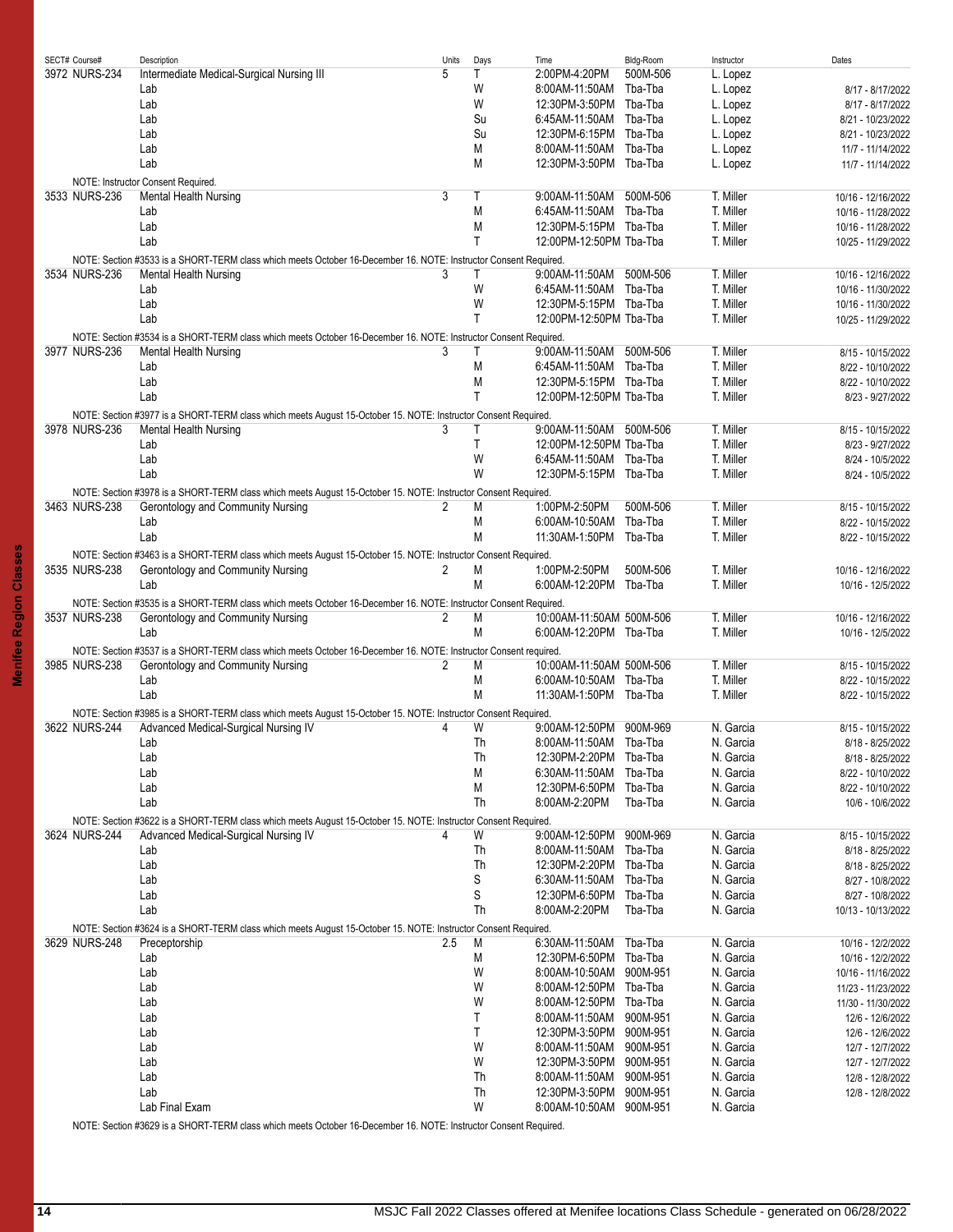| SECT# Course# | Description | Units | Days | Time | Bldg-Room | Instructor | Dates |
|---|---|---|---|---|---|---|---|
| 3972 NURS-234 | Intermediate Medical-Surgical Nursing III | 5 | T | 2:00PM-4:20PM | 500M-506 | L. Lopez | |
| | Lab | | W | 8:00AM-11:50AM | Tba-Tba | L. Lopez | 8/17 - 8/17/2022 |
| | Lab | | W | 12:30PM-3:50PM | Tba-Tba | L. Lopez | 8/17 - 8/17/2022 |
| | Lab | | Su | 6:45AM-11:50AM | Tba-Tba | L. Lopez | 8/21 - 10/23/2022 |
| | Lab | | Su | 12:30PM-6:15PM | Tba-Tba | L. Lopez | 8/21 - 10/23/2022 |
| | Lab | | M | 8:00AM-11:50AM | Tba-Tba | L. Lopez | 11/7 - 11/14/2022 |
| | Lab | | M | 12:30PM-3:50PM | Tba-Tba | L. Lopez | 11/7 - 11/14/2022 |
| | NOTE: Instructor Consent Required. | | | | | | |
| 3533 NURS-236 | Mental Health Nursing | 3 | T | 9:00AM-11:50AM | 500M-506 | T. Miller | 10/16 - 12/16/2022 |
| | Lab | | M | 6:45AM-11:50AM | Tba-Tba | T. Miller | 10/16 - 11/28/2022 |
| | Lab | | M | 12:30PM-5:15PM | Tba-Tba | T. Miller | 10/16 - 11/28/2022 |
| | Lab | | T | 12:00PM-12:50PM | Tba-Tba | T. Miller | 10/25 - 11/29/2022 |
| | NOTE: Section #3533 is a SHORT-TERM class which meets October 16-December 16. NOTE: Instructor Consent Required. | | | | | | |
| 3534 NURS-236 | Mental Health Nursing | 3 | T | 9:00AM-11:50AM | 500M-506 | T. Miller | 10/16 - 12/16/2022 |
| | Lab | | W | 6:45AM-11:50AM | Tba-Tba | T. Miller | 10/16 - 11/30/2022 |
| | Lab | | W | 12:30PM-5:15PM | Tba-Tba | T. Miller | 10/16 - 11/30/2022 |
| | Lab | | T | 12:00PM-12:50PM | Tba-Tba | T. Miller | 10/25 - 11/29/2022 |
| | NOTE: Section #3534 is a SHORT-TERM class which meets October 16-December 16. NOTE: Instructor Consent Required. | | | | | | |
| 3977 NURS-236 | Mental Health Nursing | 3 | T | 9:00AM-11:50AM | 500M-506 | T. Miller | 8/15 - 10/15/2022 |
| | Lab | | M | 6:45AM-11:50AM | Tba-Tba | T. Miller | 8/22 - 10/10/2022 |
| | Lab | | M | 12:30PM-5:15PM | Tba-Tba | T. Miller | 8/22 - 10/10/2022 |
| | Lab | | T | 12:00PM-12:50PM | Tba-Tba | T. Miller | 8/23 - 9/27/2022 |
| | NOTE: Section #3977 is a SHORT-TERM class which meets August 15-October 15. NOTE: Instructor Consent Required. | | | | | | |
| 3978 NURS-236 | Mental Health Nursing | 3 | T | 9:00AM-11:50AM | 500M-506 | T. Miller | 8/15 - 10/15/2022 |
| | Lab | | T | 12:00PM-12:50PM | Tba-Tba | T. Miller | 8/23 - 9/27/2022 |
| | Lab | | W | 6:45AM-11:50AM | Tba-Tba | T. Miller | 8/24 - 10/5/2022 |
| | Lab | | W | 12:30PM-5:15PM | Tba-Tba | T. Miller | 8/24 - 10/5/2022 |
| | NOTE: Section #3978 is a SHORT-TERM class which meets August 15-October 15. NOTE: Instructor Consent Required. | | | | | | |
| 3463 NURS-238 | Gerontology and Community Nursing | 2 | M | 1:00PM-2:50PM | 500M-506 | T. Miller | 8/15 - 10/15/2022 |
| | Lab | | M | 6:00AM-10:50AM | Tba-Tba | T. Miller | 8/22 - 10/15/2022 |
| | Lab | | M | 11:30AM-1:50PM | Tba-Tba | T. Miller | 8/22 - 10/15/2022 |
| | NOTE: Section #3463 is a SHORT-TERM class which meets August 15-October 15. NOTE: Instructor Consent Required. | | | | | | |
| 3535 NURS-238 | Gerontology and Community Nursing | 2 | M | 1:00PM-2:50PM | 500M-506 | T. Miller | 10/16 - 12/16/2022 |
| | Lab | | M | 6:00AM-12:20PM | Tba-Tba | T. Miller | 10/16 - 12/5/2022 |
| | NOTE: Section #3535 is a SHORT-TERM class which meets October 16-December 16. NOTE: Instructor Consent Required. | | | | | | |
| 3537 NURS-238 | Gerontology and Community Nursing | 2 | M | 10:00AM-11:50AM | 500M-506 | T. Miller | 10/16 - 12/16/2022 |
| | Lab | | M | 6:00AM-12:20PM | Tba-Tba | T. Miller | 10/16 - 12/5/2022 |
| | NOTE: Section #3537 is a SHORT-TERM class which meets October 16-December 16. NOTE: Instructor Consent required. | | | | | | |
| 3985 NURS-238 | Gerontology and Community Nursing | 2 | M | 10:00AM-11:50AM | 500M-506 | T. Miller | 8/15 - 10/15/2022 |
| | Lab | | M | 6:00AM-10:50AM | Tba-Tba | T. Miller | 8/22 - 10/15/2022 |
| | Lab | | M | 11:30AM-1:50PM | Tba-Tba | T. Miller | 8/22 - 10/15/2022 |
| | NOTE: Section #3985 is a SHORT-TERM class which meets August 15-October 15. NOTE: Instructor Consent Required. | | | | | | |
| 3622 NURS-244 | Advanced Medical-Surgical Nursing IV | 4 | W | 9:00AM-12:50PM | 900M-969 | N. Garcia | 8/15 - 10/15/2022 |
| | Lab | | Th | 8:00AM-11:50AM | Tba-Tba | N. Garcia | 8/18 - 8/25/2022 |
| | Lab | | Th | 12:30PM-2:20PM | Tba-Tba | N. Garcia | 8/18 - 8/25/2022 |
| | Lab | | M | 6:30AM-11:50AM | Tba-Tba | N. Garcia | 8/22 - 10/10/2022 |
| | Lab | | M | 12:30PM-6:50PM | Tba-Tba | N. Garcia | 8/22 - 10/10/2022 |
| | Lab | | Th | 8:00AM-2:20PM | Tba-Tba | N. Garcia | 10/6 - 10/6/2022 |
| | NOTE: Section #3622 is a SHORT-TERM class which meets August 15-October 15. NOTE: Instructor Consent Required. | | | | | | |
| 3624 NURS-244 | Advanced Medical-Surgical Nursing IV | 4 | W | 9:00AM-12:50PM | 900M-969 | N. Garcia | 8/15 - 10/15/2022 |
| | Lab | | Th | 8:00AM-11:50AM | Tba-Tba | N. Garcia | 8/18 - 8/25/2022 |
| | Lab | | Th | 12:30PM-2:20PM | Tba-Tba | N. Garcia | 8/18 - 8/25/2022 |
| | Lab | | S | 6:30AM-11:50AM | Tba-Tba | N. Garcia | 8/27 - 10/8/2022 |
| | Lab | | S | 12:30PM-6:50PM | Tba-Tba | N. Garcia | 8/27 - 10/8/2022 |
| | Lab | | Th | 8:00AM-2:20PM | Tba-Tba | N. Garcia | 10/13 - 10/13/2022 |
| | NOTE: Section #3624 is a SHORT-TERM class which meets August 15-October 15. NOTE: Instructor Consent Required. | | | | | | |
| 3629 NURS-248 | Preceptorship | 2.5 | M | 6:30AM-11:50AM | Tba-Tba | N. Garcia | 10/16 - 12/2/2022 |
| | Lab | | M | 12:30PM-6:50PM | Tba-Tba | N. Garcia | 10/16 - 12/2/2022 |
| | Lab | | W | 8:00AM-10:50AM | 900M-951 | N. Garcia | 10/16 - 11/16/2022 |
| | Lab | | W | 8:00AM-12:50PM | Tba-Tba | N. Garcia | 11/23 - 11/23/2022 |
| | Lab | | W | 8:00AM-12:50PM | Tba-Tba | N. Garcia | 11/30 - 11/30/2022 |
| | Lab | | T | 8:00AM-11:50AM | 900M-951 | N. Garcia | 12/6 - 12/6/2022 |
| | Lab | | T | 12:30PM-3:50PM | 900M-951 | N. Garcia | 12/6 - 12/6/2022 |
| | Lab | | W | 8:00AM-11:50AM | 900M-951 | N. Garcia | 12/7 - 12/7/2022 |
| | Lab | | W | 12:30PM-3:50PM | 900M-951 | N. Garcia | 12/7 - 12/7/2022 |
| | Lab | | Th | 8:00AM-11:50AM | 900M-951 | N. Garcia | 12/8 - 12/8/2022 |
| | Lab | | Th | 12:30PM-3:50PM | 900M-951 | N. Garcia | 12/8 - 12/8/2022 |
| | Lab Final Exam | | W | 8:00AM-10:50AM | 900M-951 | N. Garcia | |
| | NOTE: Section #3629 is a SHORT-TERM class which meets October 16-December 16. NOTE: Instructor Consent Required. | | | | | | |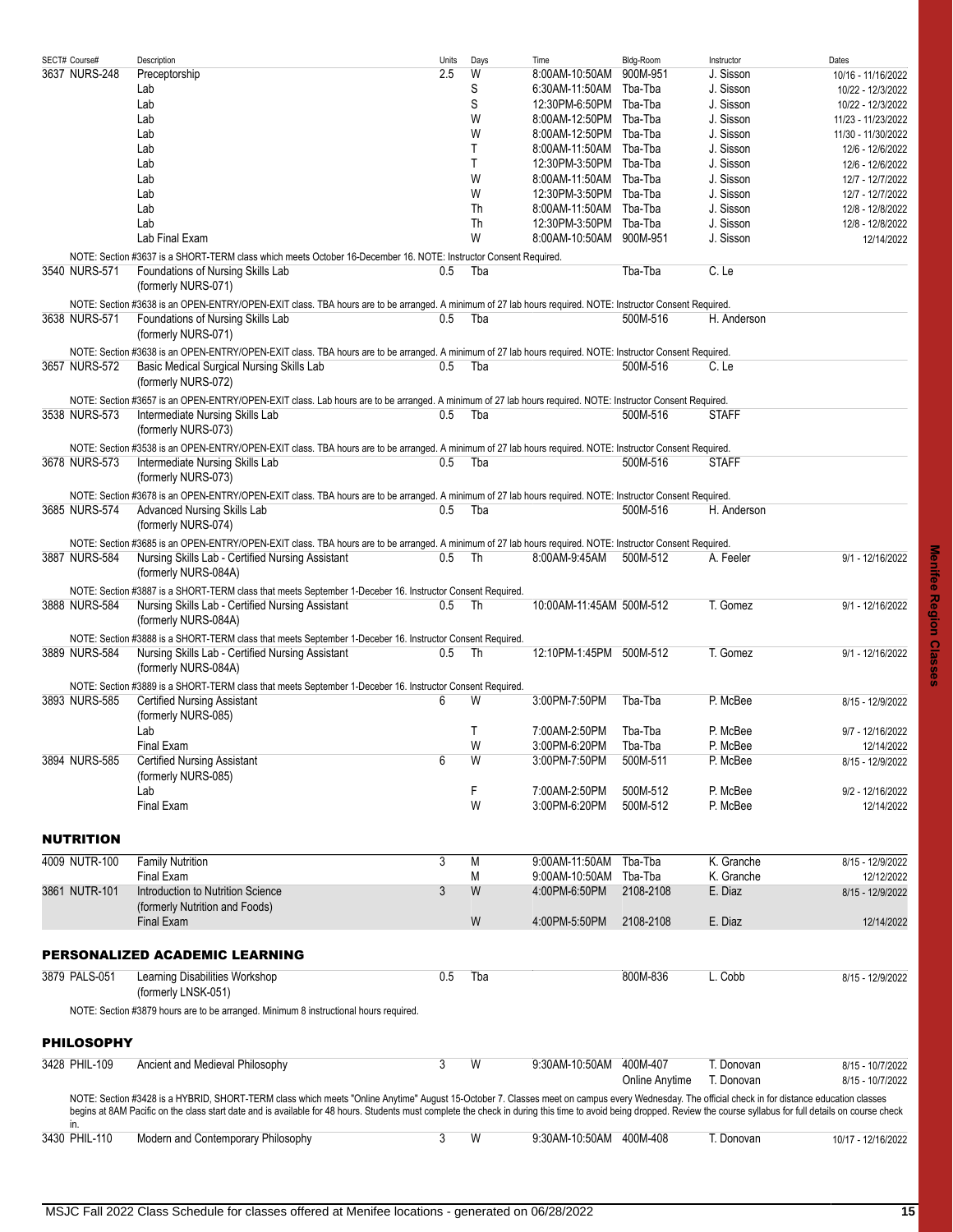| SECT# Course# | Description | Units | Days | Time | Bldg-Room | Instructor | Dates |
|---|---|---|---|---|---|---|---|
| 3637 NURS-248 | Preceptorship | 2.5 | W | 8:00AM-10:50AM | 900M-951 | J. Sisson | 10/16 - 11/16/2022 |
| | Lab | | S | 6:30AM-11:50AM | Tba-Tba | J. Sisson | 10/22 - 12/3/2022 |
| | Lab | | S | 12:30PM-6:50PM | Tba-Tba | J. Sisson | 10/22 - 12/3/2022 |
| | Lab | | W | 8:00AM-12:50PM | Tba-Tba | J. Sisson | 11/23 - 11/23/2022 |
| | Lab | | W | 8:00AM-12:50PM | Tba-Tba | J. Sisson | 11/30 - 11/30/2022 |
| | Lab | | T | 8:00AM-11:50AM | Tba-Tba | J. Sisson | 12/6 - 12/6/2022 |
| | Lab | | T | 12:30PM-3:50PM | Tba-Tba | J. Sisson | 12/6 - 12/6/2022 |
| | Lab | | W | 8:00AM-11:50AM | Tba-Tba | J. Sisson | 12/7 - 12/7/2022 |
| | Lab | | W | 12:30PM-3:50PM | Tba-Tba | J. Sisson | 12/7 - 12/7/2022 |
| | Lab | | Th | 8:00AM-11:50AM | Tba-Tba | J. Sisson | 12/8 - 12/8/2022 |
| | Lab | | Th | 12:30PM-3:50PM | Tba-Tba | J. Sisson | 12/8 - 12/8/2022 |
| | Lab Final Exam | | W | 8:00AM-10:50AM | 900M-951 | J. Sisson | 12/14/2022 |

NOTE: Section #3637 is a SHORT-TERM class which meets October 16-December 16. NOTE: Instructor Consent Required.

| SECT# Course# | Description | Units | Days | Time | Bldg-Room | Instructor | Dates |
|---|---|---|---|---|---|---|---|
| 3540 NURS-571 | Foundations of Nursing Skills Lab (formerly NURS-071) | 0.5 | Tba | | Tba-Tba | C. Le | |

NOTE: Section #3638 is an OPEN-ENTRY/OPEN-EXIT class. TBA hours are to be arranged. A minimum of 27 lab hours required. NOTE: Instructor Consent Required.

| SECT# Course# | Description | Units | Days | Time | Bldg-Room | Instructor | Dates |
|---|---|---|---|---|---|---|---|
| 3638 NURS-571 | Foundations of Nursing Skills Lab (formerly NURS-071) | 0.5 | Tba | | 500M-516 | H. Anderson | |

NOTE: Section #3638 is an OPEN-ENTRY/OPEN-EXIT class. TBA hours are to be arranged. A minimum of 27 lab hours required. NOTE: Instructor Consent Required.

| SECT# Course# | Description | Units | Days | Time | Bldg-Room | Instructor | Dates |
|---|---|---|---|---|---|---|---|
| 3657 NURS-572 | Basic Medical Surgical Nursing Skills Lab (formerly NURS-072) | 0.5 | Tba | | 500M-516 | C. Le | |

NOTE: Section #3657 is an OPEN-ENTRY/OPEN-EXIT class. Lab hours are to be arranged. A minimum of 27 lab hours required. NOTE: Instructor Consent Required.

| SECT# Course# | Description | Units | Days | Time | Bldg-Room | Instructor | Dates |
|---|---|---|---|---|---|---|---|
| 3538 NURS-573 | Intermediate Nursing Skills Lab (formerly NURS-073) | 0.5 | Tba | | 500M-516 | STAFF | |

NOTE: Section #3538 is an OPEN-ENTRY/OPEN-EXIT class. TBA hours are to be arranged. A minimum of 27 lab hours required. NOTE: Instructor Consent Required.

| SECT# Course# | Description | Units | Days | Time | Bldg-Room | Instructor | Dates |
|---|---|---|---|---|---|---|---|
| 3678 NURS-573 | Intermediate Nursing Skills Lab (formerly NURS-073) | 0.5 | Tba | | 500M-516 | STAFF | |

NOTE: Section #3678 is an OPEN-ENTRY/OPEN-EXIT class. TBA hours are to be arranged. A minimum of 27 lab hours required. NOTE: Instructor Consent Required.

| SECT# Course# | Description | Units | Days | Time | Bldg-Room | Instructor | Dates |
|---|---|---|---|---|---|---|---|
| 3685 NURS-574 | Advanced Nursing Skills Lab (formerly NURS-074) | 0.5 | Tba | | 500M-516 | H. Anderson | |

NOTE: Section #3685 is an OPEN-ENTRY/OPEN-EXIT class. TBA hours are to be arranged. A minimum of 27 lab hours required. NOTE: Instructor Consent Required.

| SECT# Course# | Description | Units | Days | Time | Bldg-Room | Instructor | Dates |
|---|---|---|---|---|---|---|---|
| 3887 NURS-584 | Nursing Skills Lab - Certified Nursing Assistant (formerly NURS-084A) | 0.5 | Th | 8:00AM-9:45AM | 500M-512 | A. Feeler | 9/1 - 12/16/2022 |

NOTE: Section #3887 is a SHORT-TERM class that meets September 1-Deceber 16. Instructor Consent Required.

| SECT# Course# | Description | Units | Days | Time | Bldg-Room | Instructor | Dates |
|---|---|---|---|---|---|---|---|
| 3888 NURS-584 | Nursing Skills Lab - Certified Nursing Assistant (formerly NURS-084A) | 0.5 | Th | 10:00AM-11:45AM | 500M-512 | T. Gomez | 9/1 - 12/16/2022 |

NOTE: Section #3888 is a SHORT-TERM class that meets September 1-Deceber 16. Instructor Consent Required.

| SECT# Course# | Description | Units | Days | Time | Bldg-Room | Instructor | Dates |
|---|---|---|---|---|---|---|---|
| 3889 NURS-584 | Nursing Skills Lab - Certified Nursing Assistant (formerly NURS-084A) | 0.5 | Th | 12:10PM-1:45PM | 500M-512 | T. Gomez | 9/1 - 12/16/2022 |

NOTE: Section #3889 is a SHORT-TERM class that meets September 1-Deceber 16. Instructor Consent Required.

| SECT# Course# | Description | Units | Days | Time | Bldg-Room | Instructor | Dates |
|---|---|---|---|---|---|---|---|
| 3893 NURS-585 | Certified Nursing Assistant (formerly NURS-085) | 6 | W | 3:00PM-7:50PM | Tba-Tba | P. McBee | 8/15 - 12/9/2022 |
| | Lab | | T | 7:00AM-2:50PM | Tba-Tba | P. McBee | 9/7 - 12/16/2022 |
| | Final Exam | | W | 3:00PM-6:20PM | Tba-Tba | P. McBee | 12/14/2022 |
| 3894 NURS-585 | Certified Nursing Assistant (formerly NURS-085) | 6 | W | 3:00PM-7:50PM | 500M-511 | P. McBee | 8/15 - 12/9/2022 |
| | Lab | | F | 7:00AM-2:50PM | 500M-512 | P. McBee | 9/2 - 12/16/2022 |
| | Final Exam | | W | 3:00PM-6:20PM | 500M-512 | P. McBee | 12/14/2022 |

## NUTRITION

| SECT# Course# | Description | Units | Days | Time | Bldg-Room | Instructor | Dates |
|---|---|---|---|---|---|---|---|
| 4009 NUTR-100 | Family Nutrition | 3 | M | 9:00AM-11:50AM | Tba-Tba | K. Granche | 8/15 - 12/9/2022 |
| | Final Exam | | M | 9:00AM-10:50AM | Tba-Tba | K. Granche | 12/12/2022 |
| 3861 NUTR-101 | Introduction to Nutrition Science (formerly Nutrition and Foods) | 3 | W | 4:00PM-6:50PM | 2108-2108 | E. Diaz | 8/15 - 12/9/2022 |
| | Final Exam | | W | 4:00PM-5:50PM | 2108-2108 | E. Diaz | 12/14/2022 |

## PERSONALIZED ACADEMIC LEARNING

| SECT# Course# | Description | Units | Days | Time | Bldg-Room | Instructor | Dates |
|---|---|---|---|---|---|---|---|
| 3879 PALS-051 | Learning Disabilities Workshop (formerly LNSK-051) | 0.5 | Tba | | 800M-836 | L. Cobb | 8/15 - 12/9/2022 |

NOTE: Section #3879 hours are to be arranged. Minimum 8 instructional hours required.

## PHILOSOPHY

| SECT# Course# | Description | Units | Days | Time | Bldg-Room | Instructor | Dates |
|---|---|---|---|---|---|---|---|
| 3428 PHIL-109 | Ancient and Medieval Philosophy | 3 | W | 9:30AM-10:50AM | 400M-407 | T. Donovan | 8/15 - 10/7/2022 |
| | | | | | Online Anytime | T. Donovan | 8/15 - 10/7/2022 |

NOTE: Section #3428 is a HYBRID, SHORT-TERM class which meets "Online Anytime" August 15-October 7. Classes meet on campus every Wednesday. The official check in for distance education classes begins at 8AM Pacific on the class start date and is available for 48 hours. Students must complete the check in during this time to avoid being dropped. Review the course syllabus for full details on course check in.

| SECT# Course# | Description | Units | Days | Time | Bldg-Room | Instructor | Dates |
|---|---|---|---|---|---|---|---|
| 3430 PHIL-110 | Modern and Contemporary Philosophy | 3 | W | 9:30AM-10:50AM | 400M-408 | T. Donovan | 10/17 - 12/16/2022 |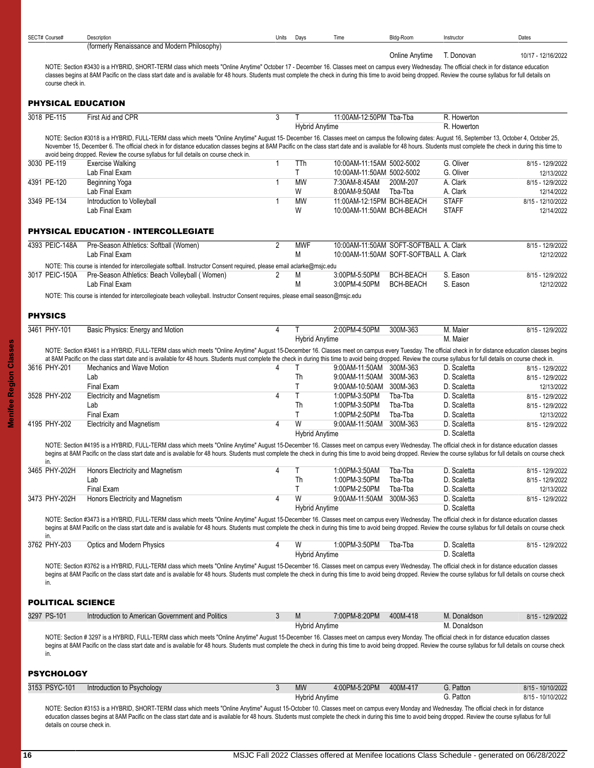| SECT# Course# | Description | Units | Days | Time | Bldg-Room | Instructor | Dates |
|---|---|---|---|---|---|---|---|
| | (formerly Renaissance and Modern Philosophy) | | | | | | |
| | | | | | Online Anytime | T. Donovan | 10/17 - 12/16/2022 |

NOTE: Section #3430 is a HYBRID, SHORT-TERM class which meets "Online Anytime" October 17 - December 16. Classes meet on campus every Wednesday. The official check in for distance education classes begins at 8AM Pacific on the class start date and is available for 48 hours. Students must complete the check in during this time to avoid being dropped. Review the course syllabus for full details on course check in.

## PHYSICAL EDUCATION

| SECT# Course# | Description | Units | Days | Time | Bldg-Room | Instructor | Dates |
|---|---|---|---|---|---|---|---|
| 3018 PE-115 | First Aid and CPR | 3 | T | 11:00AM-12:50PM | Tba-Tba | R. Howerton | |
| | | | Hybrid Anytime | | | R. Howerton | |

NOTE: Section #3018 is a HYBRID, FULL-TERM class which meets "Online Anytime" August 15- December 16. Classes meet on campus the following dates: August 16, September 13, October 4, October 25, November 15, December 6. The official check in for distance education classes begins at 8AM Pacific on the class start date and is available for 48 hours. Students must complete the check in during this time to avoid being dropped. Review the course syllabus for full details on course check in.

| SECT# Course# | Description | Units | Days | Time | Bldg-Room | Instructor | Dates |
|---|---|---|---|---|---|---|---|
| 3030 PE-119 | Exercise Walking | 1 | TTh | 10:00AM-11:15AM | 5002-5002 | G. Oliver | 8/15 - 12/9/2022 |
| | Lab Final Exam | | T | 10:00AM-11:50AM | 5002-5002 | G. Oliver | 12/13/2022 |
| 4391 PE-120 | Beginning Yoga | 1 | MW | 7:30AM-8:45AM | 200M-207 | A. Clark | 8/15 - 12/9/2022 |
| | Lab Final Exam | | W | 8:00AM-9:50AM | Tba-Tba | A. Clark | 12/14/2022 |
| 3349 PE-134 | Introduction to Volleyball | 1 | MW | 11:00AM-12:15PM | BCH-BEACH | STAFF | 8/15 - 12/10/2022 |
| | Lab Final Exam | | W | 10:00AM-11:50AM | BCH-BEACH | STAFF | 12/14/2022 |

## PHYSICAL EDUCATION - INTERCOLLEGIATE

| SECT# Course# | Description | Units | Days | Time | Bldg-Room | Instructor | Dates |
|---|---|---|---|---|---|---|---|
| 4393 PEIC-148A | Pre-Season Athletics: Softball (Women) | 2 | MWF | 10:00AM-11:50AM | SOFT-SOFTBALL | A. Clark | 8/15 - 12/9/2022 |
| | Lab Final Exam | | M | 10:00AM-11:50AM | SOFT-SOFTBALL | A. Clark | 12/12/2022 |

NOTE: This course is intended for intercollegiate softball. Instructor Consent required, please email aclarke@msjc.edu

| SECT# Course# | Description | Units | Days | Time | Bldg-Room | Instructor | Dates |
|---|---|---|---|---|---|---|---|
| 3017 PEIC-150A | Pre-Season Athletics: Beach Volleyball ( Women) | 2 | M | 3:00PM-5:50PM | BCH-BEACH | S. Eason | 8/15 - 12/9/2022 |
| | Lab Final Exam | | M | 3:00PM-4:50PM | BCH-BEACH | S. Eason | 12/12/2022 |

NOTE: This course is intended for intercollegioate beach volleyball. Instructor Consent requires, please email season@msjc.edu

## PHYSICS

| SECT# Course# | Description | Units | Days | Time | Bldg-Room | Instructor | Dates |
|---|---|---|---|---|---|---|---|
| 3461 PHY-101 | Basic Physics: Energy and Motion | 4 | T | 2:00PM-4:50PM | 300M-363 | M. Maier | 8/15 - 12/9/2022 |
| | | | Hybrid Anytime | | | M. Maier | |

NOTE: Section #3461 is a HYBRID, FULL-TERM class which meets "Online Anytime" August 15-December 16. Classes meet on campus every Tuesday. The official check in for distance education classes begins at 8AM Pacific on the class start date and is available for 48 hours. Students must complete the check in during this time to avoid being dropped. Review the course syllabus for full details on course check in.

| SECT# Course# | Description | Units | Days | Time | Bldg-Room | Instructor | Dates |
|---|---|---|---|---|---|---|---|
| 3616 PHY-201 | Mechanics and Wave Motion | 4 | T | 9:00AM-11:50AM | 300M-363 | D. Scaletta | 8/15 - 12/9/2022 |
| | Lab | | Th | 9:00AM-11:50AM | 300M-363 | D. Scaletta | 8/15 - 12/9/2022 |
| | Final Exam | | T | 9:00AM-10:50AM | 300M-363 | D. Scaletta | 12/13/2022 |
| 3528 PHY-202 | Electricity and Magnetism | 4 | T | 1:00PM-3:50PM | Tba-Tba | D. Scaletta | 8/15 - 12/9/2022 |
| | Lab | | Th | 1:00PM-3:50PM | Tba-Tba | D. Scaletta | 8/15 - 12/9/2022 |
| | Final Exam | | T | 1:00PM-2:50PM | Tba-Tba | D. Scaletta | 12/13/2022 |
| 4195 PHY-202 | Electricity and Magnetism | 4 | W | 9:00AM-11:50AM | 300M-363 | D. Scaletta | 8/15 - 12/9/2022 |
| | | | Hybrid Anytime | | | D. Scaletta | |

NOTE: Section #4195 is a HYBRID, FULL-TERM class which meets "Online Anytime" August 15-December 16. Classes meet on campus every Wednesday. The official check in for distance education classes begins at 8AM Pacific on the class start date and is available for 48 hours. Students must complete the check in during this time to avoid being dropped. Review the course syllabus for full details on course check in.

| SECT# Course# | Description | Units | Days | Time | Bldg-Room | Instructor | Dates |
|---|---|---|---|---|---|---|---|
| 3465 PHY-202H | Honors Electricity and Magnetism | 4 | T | 1:00PM-3:50AM | Tba-Tba | D. Scaletta | 8/15 - 12/9/2022 |
| | Lab | | Th | 1:00PM-3:50PM | Tba-Tba | D. Scaletta | 8/15 - 12/9/2022 |
| | Final Exam | | T | 1:00PM-2:50PM | Tba-Tba | D. Scaletta | 12/13/2022 |
| 3473 PHY-202H | Honors Electricity and Magnetism | 4 | W | 9:00AM-11:50AM | 300M-363 | D. Scaletta | 8/15 - 12/9/2022 |
| | | | Hybrid Anytime | | | D. Scaletta | |

NOTE: Section #3473 is a HYBRID, FULL-TERM class which meets "Online Anytime" August 15-December 16. Classes meet on campus every Wednesday. The official check in for distance education classes begins at 8AM Pacific on the class start date and is available for 48 hours. Students must complete the check in during this time to avoid being dropped. Review the course syllabus for full details on course check in.

| SECT# Course# | Description | Units | Days | Time | Bldg-Room | Instructor | Dates |
|---|---|---|---|---|---|---|---|
| 3762 PHY-203 | Optics and Modern Physics | 4 | W | 1:00PM-3:50PM | Tba-Tba | D. Scaletta | 8/15 - 12/9/2022 |
| | | | Hybrid Anytime | | | D. Scaletta | |

NOTE: Section #3762 is a HYBRID, FULL-TERM class which meets "Online Anytime" August 15-December 16. Classes meet on campus every Wednesday. The official check in for distance education classes begins at 8AM Pacific on the class start date and is available for 48 hours. Students must complete the check in during this time to avoid being dropped. Review the course syllabus for full details on course check in.

## POLITICAL SCIENCE

| SECT# Course# | Description | Units | Days | Time | Bldg-Room | Instructor | Dates |
|---|---|---|---|---|---|---|---|
| 3297 PS-101 | Introduction to American Government and Politics | 3 | M | 7:00PM-8:20PM | 400M-418 | M. Donaldson | 8/15 - 12/9/2022 |
| | | | Hybrid Anytime | | | M. Donaldson | |

NOTE: Section # 3297 is a HYBRID, FULL-TERM class which meets "Online Anytime" August 15-December 16. Classes meet on campus every Monday. The official check in for distance education classes begins at 8AM Pacific on the class start date and is available for 48 hours. Students must complete the check in during this time to avoid being dropped. Review the course syllabus for full details on course check in.

## PSYCHOLOGY

| SECT# Course# | Description | Units | Days | Time | Bldg-Room | Instructor | Dates |
|---|---|---|---|---|---|---|---|
| 3153 PSYC-101 | Introduction to Psychology | 3 | MW | 4:00PM-5:20PM | 400M-417 | G. Patton | 8/15 - 10/10/2022 |
| | | | Hybrid Anytime | | | G. Patton | 8/15 - 10/10/2022 |

NOTE: Section #3153 is a HYBRID, SHORT-TERM class which meets "Online Anytime" August 15-October 10. Classes meet on campus every Monday and Wednesday. The official check in for distance education classes begins at 8AM Pacific on the class start date and is available for 48 hours. Students must complete the check in during this time to avoid being dropped. Review the course syllabus for full details on course check in.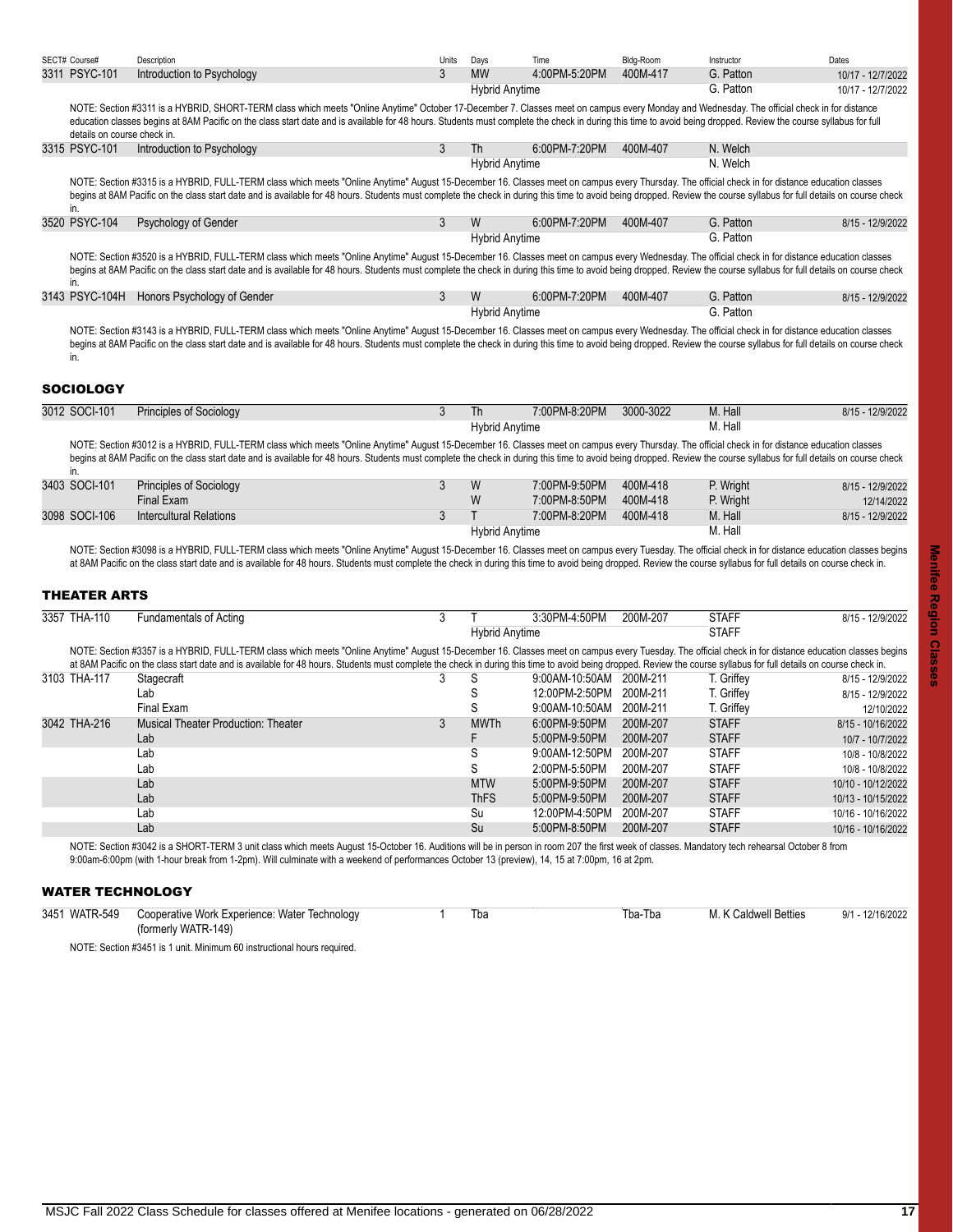| SECT# Course# | Description | Units | Days | Time | Bldg-Room | Instructor | Dates |
|---|---|---|---|---|---|---|---|
| 3311 PSYC-101 | Introduction to Psychology | 3 | MW | 4:00PM-5:20PM | 400M-417 | G. Patton | 10/17 - 12/7/2022 |
| | | | Hybrid Anytime | | | G. Patton | 10/17 - 12/7/2022 |

NOTE: Section #3311 is a HYBRID, SHORT-TERM class which meets "Online Anytime" October 17-December 7. Classes meet on campus every Monday and Wednesday. The official check in for distance education classes begins at 8AM Pacific on the class start date and is available for 48 hours. Students must complete the check in during this time to avoid being dropped. Review the course syllabus for full details on course check in.

| SECT# Course# | Description | Units | Days | Time | Bldg-Room | Instructor | Dates |
|---|---|---|---|---|---|---|---|
| 3315 PSYC-101 | Introduction to Psychology | 3 | Th | 6:00PM-7:20PM | 400M-407 | N. Welch | |
| | | | Hybrid Anytime | | | N. Welch | |

NOTE: Section #3315 is a HYBRID, FULL-TERM class which meets "Online Anytime" August 15-December 16. Classes meet on campus every Thursday. The official check in for distance education classes begins at 8AM Pacific on the class start date and is available for 48 hours. Students must complete the check in during this time to avoid being dropped. Review the course syllabus for full details on course check in.

| SECT# Course# | Description | Units | Days | Time | Bldg-Room | Instructor | Dates |
|---|---|---|---|---|---|---|---|
| 3520 PSYC-104 | Psychology of Gender | 3 | W | 6:00PM-7:20PM | 400M-407 | G. Patton | 8/15 - 12/9/2022 |
| | | | Hybrid Anytime | | | G. Patton | |

NOTE: Section #3520 is a HYBRID, FULL-TERM class which meets "Online Anytime" August 15-December 16. Classes meet on campus every Wednesday. The official check in for distance education classes begins at 8AM Pacific on the class start date and is available for 48 hours. Students must complete the check in during this time to avoid being dropped. Review the course syllabus for full details on course check in.

| SECT# Course# | Description | Units | Days | Time | Bldg-Room | Instructor | Dates |
|---|---|---|---|---|---|---|---|
| 3143 PSYC-104H | Honors Psychology of Gender | 3 | W | 6:00PM-7:20PM | 400M-407 | G. Patton | 8/15 - 12/9/2022 |
| | | | Hybrid Anytime | | | G. Patton | |

NOTE: Section #3143 is a HYBRID, FULL-TERM class which meets "Online Anytime" August 15-December 16. Classes meet on campus every Wednesday. The official check in for distance education classes begins at 8AM Pacific on the class start date and is available for 48 hours. Students must complete the check in during this time to avoid being dropped. Review the course syllabus for full details on course check in.

## SOCIOLOGY

| SECT# Course# | Description | Units | Days | Time | Bldg-Room | Instructor | Dates |
|---|---|---|---|---|---|---|---|
| 3012 SOCI-101 | Principles of Sociology | 3 | Th | 7:00PM-8:20PM | 3000-3022 | M. Hall | 8/15 - 12/9/2022 |
| | | | Hybrid Anytime | | | M. Hall | |

NOTE: Section #3012 is a HYBRID, FULL-TERM class which meets "Online Anytime" August 15-December 16. Classes meet on campus every Thursday. The official check in for distance education classes begins at 8AM Pacific on the class start date and is available for 48 hours. Students must complete the check in during this time to avoid being dropped. Review the course syllabus for full details on course check in.

| SECT# Course# | Description | Units | Days | Time | Bldg-Room | Instructor | Dates |
|---|---|---|---|---|---|---|---|
| 3403 SOCI-101 | Principles of Sociology | 3 | W | 7:00PM-9:50PM | 400M-418 | P. Wright | 8/15 - 12/9/2022 |
| | Final Exam | | W | 7:00PM-8:50PM | 400M-418 | P. Wright | 12/14/2022 |
| 3098 SOCI-106 | Intercultural Relations | 3 | T | 7:00PM-8:20PM | 400M-418 | M. Hall | 8/15 - 12/9/2022 |
| | | | Hybrid Anytime | | | M. Hall | |

NOTE: Section #3098 is a HYBRID, FULL-TERM class which meets "Online Anytime" August 15-December 16. Classes meet on campus every Tuesday. The official check in for distance education classes begins at 8AM Pacific on the class start date and is available for 48 hours. Students must complete the check in during this time to avoid being dropped. Review the course syllabus for full details on course check in.

## THEATER ARTS

| SECT# Course# | Description | Units | Days | Time | Bldg-Room | Instructor | Dates |
|---|---|---|---|---|---|---|---|
| 3357 THA-110 | Fundamentals of Acting | 3 | T | 3:30PM-4:50PM | 200M-207 | STAFF | 8/15 - 12/9/2022 |
| | | | Hybrid Anytime | | | STAFF | |

NOTE: Section #3357 is a HYBRID, FULL-TERM class which meets "Online Anytime" August 15-December 16. Classes meet on campus every Tuesday. The official check in for distance education classes begins at 8AM Pacific on the class start date and is available for 48 hours. Students must complete the check in during this time to avoid being dropped. Review the course syllabus for full details on course check in.

| SECT# Course# | Description | Units | Days | Time | Bldg-Room | Instructor | Dates |
|---|---|---|---|---|---|---|---|
| 3103 THA-117 | Stagecraft | 3 | S | 9:00AM-10:50AM | 200M-211 | T. Griffey | 8/15 - 12/9/2022 |
| | Lab | | S | 12:00PM-2:50PM | 200M-211 | T. Griffey | 8/15 - 12/9/2022 |
| | Final Exam | | S | 9:00AM-10:50AM | 200M-211 | T. Griffey | 12/10/2022 |
| 3042 THA-216 | Musical Theater Production: Theater | 3 | MWTh | 6:00PM-9:50PM | 200M-207 | STAFF | 8/15 - 10/16/2022 |
| | Lab | | F | 5:00PM-9:50PM | 200M-207 | STAFF | 10/7 - 10/7/2022 |
| | Lab | | S | 9:00AM-12:50PM | 200M-207 | STAFF | 10/8 - 10/8/2022 |
| | Lab | | S | 2:00PM-5:50PM | 200M-207 | STAFF | 10/8 - 10/8/2022 |
| | Lab | | MTW | 5:00PM-9:50PM | 200M-207 | STAFF | 10/10 - 10/12/2022 |
| | Lab | | ThFS | 5:00PM-9:50PM | 200M-207 | STAFF | 10/13 - 10/15/2022 |
| | Lab | | Su | 12:00PM-4:50PM | 200M-207 | STAFF | 10/16 - 10/16/2022 |
| | Lab | | Su | 5:00PM-8:50PM | 200M-207 | STAFF | 10/16 - 10/16/2022 |

NOTE: Section #3042 is a SHORT-TERM 3 unit class which meets August 15-October 16. Auditions will be in person in room 207 the first week of classes. Mandatory tech rehearsal October 8 from 9:00am-6:00pm (with 1-hour break from 1-2pm). Will culminate with a weekend of performances October 13 (preview), 14, 15 at 7:00pm, 16 at 2pm.

## WATER TECHNOLOGY

| SECT# Course# | Description | Units | Days | Time | Bldg-Room | Instructor | Dates |
|---|---|---|---|---|---|---|---|
| 3451 WATR-549 | Cooperative Work Experience: Water Technology (formerly WATR-149) | 1 | Tba | | Tba-Tba | M. K Caldwell Betties | 9/1 - 12/16/2022 |

NOTE: Section #3451 is 1 unit. Minimum 60 instructional hours required.